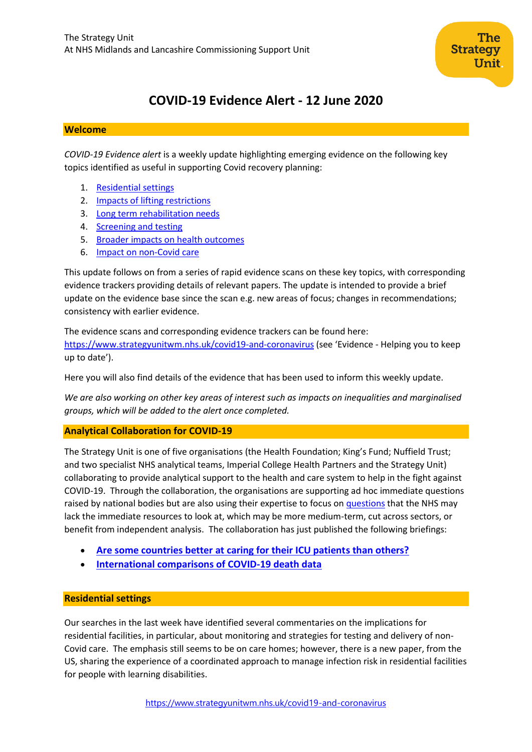The Strategy Unit
At NHS Midlands and Lancashire Commissioning Support Unit

# COVID-19 Evidence Alert - 12 June 2020

## Welcome

*COVID-19 Evidence alert* is a weekly update highlighting emerging evidence on the following key topics identified as useful in supporting Covid recovery planning:

1. Residential settings
2. Impacts of lifting restrictions
3. Long term rehabilitation needs
4. Screening and testing
5. Broader impacts on health outcomes
6. Impact on non-Covid care

This update follows on from a series of rapid evidence scans on these key topics, with corresponding evidence trackers providing details of relevant papers. The update is intended to provide a brief update on the evidence base since the scan e.g. new areas of focus; changes in recommendations; consistency with earlier evidence.

The evidence scans and corresponding evidence trackers can be found here: https://www.strategyunitwm.nhs.uk/covid19-and-coronavirus (see 'Evidence - Helping you to keep up to date').

Here you will also find details of the evidence that has been used to inform this weekly update.

*We are also working on other key areas of interest such as impacts on inequalities and marginalised groups, which will be added to the alert once completed.*

## Analytical Collaboration for COVID-19

The Strategy Unit is one of five organisations (the Health Foundation; King's Fund; Nuffield Trust; and two specialist NHS analytical teams, Imperial College Health Partners and the Strategy Unit) collaborating to provide analytical support to the health and care system to help in the fight against COVID-19. Through the collaboration, the organisations are supporting ad hoc immediate questions raised by national bodies but are also using their expertise to focus on questions that the NHS may lack the immediate resources to look at, which may be more medium-term, cut across sectors, or benefit from independent analysis. The collaboration has just published the following briefings:

- **Are some countries better at caring for their ICU patients than others?**
- **International comparisons of COVID-19 death data**

## Residential settings

Our searches in the last week have identified several commentaries on the implications for residential facilities, in particular, about monitoring and strategies for testing and delivery of non-Covid care. The emphasis still seems to be on care homes; however, there is a new paper, from the US, sharing the experience of a coordinated approach to manage infection risk in residential facilities for people with learning disabilities.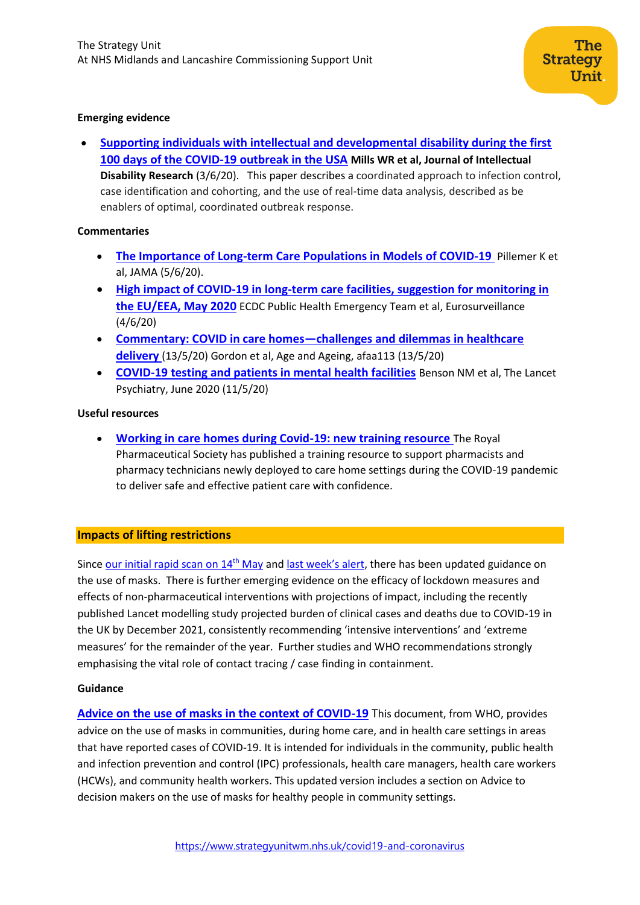**Emerging evidence**

- **Supporting individuals with intellectual and developmental disability during the first 100 days of the COVID-19 outbreak in the USA** **Mills WR et al, Journal of Intellectual Disability Research** (3/6/20). This paper describes a coordinated approach to infection control, case identification and cohorting, and the use of real-time data analysis, described as be enablers of optimal, coordinated outbreak response.

**Commentaries**

- **The Importance of Long-term Care Populations in Models of COVID-19** Pillemer K et al, JAMA (5/6/20).
- **High impact of COVID-19 in long-term care facilities, suggestion for monitoring in the EU/EEA, May 2020** ECDC Public Health Emergency Team et al, Eurosurveillance (4/6/20)
- **Commentary: COVID in care homes—challenges and dilemmas in healthcare delivery** (13/5/20) Gordon et al, Age and Ageing, afaa113 (13/5/20)
- **COVID-19 testing and patients in mental health facilities** Benson NM et al, The Lancet Psychiatry, June 2020 (11/5/20)

**Useful resources**

- **Working in care homes during Covid-19: new training resource** The Royal Pharmaceutical Society has published a training resource to support pharmacists and pharmacy technicians newly deployed to care home settings during the COVID-19 pandemic to deliver safe and effective patient care with confidence.

## Impacts of lifting restrictions

Since our initial rapid scan on 14th May and last week's alert, there has been updated guidance on the use of masks. There is further emerging evidence on the efficacy of lockdown measures and effects of non-pharmaceutical interventions with projections of impact, including the recently published Lancet modelling study projected burden of clinical cases and deaths due to COVID-19 in the UK by December 2021, consistently recommending 'intensive interventions' and 'extreme measures' for the remainder of the year. Further studies and WHO recommendations strongly emphasising the vital role of contact tracing / case finding in containment.

**Guidance**

**Advice on the use of masks in the context of COVID-19** This document, from WHO, provides advice on the use of masks in communities, during home care, and in health care settings in areas that have reported cases of COVID-19. It is intended for individuals in the community, public health and infection prevention and control (IPC) professionals, health care managers, health care workers (HCWs), and community health workers. This updated version includes a section on Advice to decision makers on the use of masks for healthy people in community settings.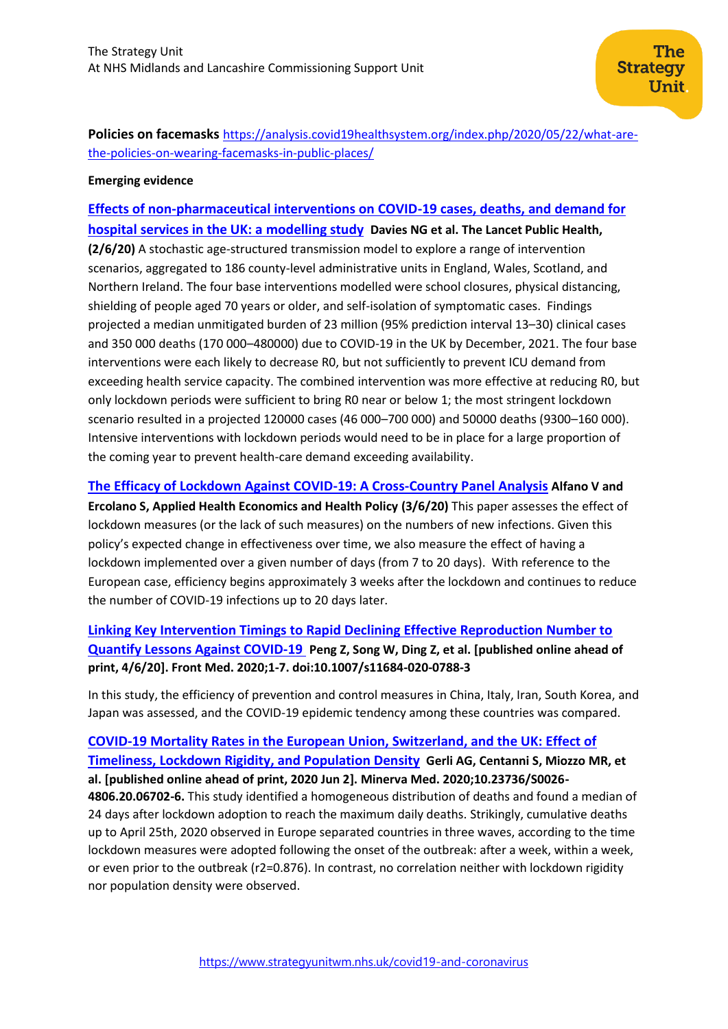**Policies on facemasks** https://analysis.covid19healthsystem.org/index.php/2020/05/22/what-are-the-policies-on-wearing-facemasks-in-public-places/

**Emerging evidence**

**Effects of non-pharmaceutical interventions on COVID-19 cases, deaths, and demand for hospital services in the UK: a modelling study** **Davies NG et al. The Lancet Public Health, (2/6/20)** A stochastic age-structured transmission model to explore a range of intervention scenarios, aggregated to 186 county-level administrative units in England, Wales, Scotland, and Northern Ireland. The four base interventions modelled were school closures, physical distancing, shielding of people aged 70 years or older, and self-isolation of symptomatic cases. Findings projected a median unmitigated burden of 23 million (95% prediction interval 13–30) clinical cases and 350 000 deaths (170 000–480000) due to COVID-19 in the UK by December, 2021. The four base interventions were each likely to decrease R0, but not sufficiently to prevent ICU demand from exceeding health service capacity. The combined intervention was more effective at reducing R0, but only lockdown periods were sufficient to bring R0 near or below 1; the most stringent lockdown scenario resulted in a projected 120000 cases (46 000–700 000) and 50000 deaths (9300–160 000). Intensive interventions with lockdown periods would need to be in place for a large proportion of the coming year to prevent health-care demand exceeding availability.

**The Efficacy of Lockdown Against COVID-19: A Cross-Country Panel Analysis** **Alfano V and Ercolano S, Applied Health Economics and Health Policy (3/6/20)** This paper assesses the effect of lockdown measures (or the lack of such measures) on the numbers of new infections. Given this policy's expected change in effectiveness over time, we also measure the effect of having a lockdown implemented over a given number of days (from 7 to 20 days). With reference to the European case, efficiency begins approximately 3 weeks after the lockdown and continues to reduce the number of COVID-19 infections up to 20 days later.

**Linking Key Intervention Timings to Rapid Declining Effective Reproduction Number to Quantify Lessons Against COVID-19** **Peng Z, Song W, Ding Z, et al. [published online ahead of print, 4/6/20]. Front Med. 2020;1-7. doi:10.1007/s11684-020-0788-3**

In this study, the efficiency of prevention and control measures in China, Italy, Iran, South Korea, and Japan was assessed, and the COVID-19 epidemic tendency among these countries was compared.

**COVID-19 Mortality Rates in the European Union, Switzerland, and the UK: Effect of Timeliness, Lockdown Rigidity, and Population Density** **Gerli AG, Centanni S, Miozzo MR, et al. [published online ahead of print, 2020 Jun 2]. Minerva Med. 2020;10.23736/S0026-4806.20.06702-6.** This study identified a homogeneous distribution of deaths and found a median of 24 days after lockdown adoption to reach the maximum daily deaths. Strikingly, cumulative deaths up to April 25th, 2020 observed in Europe separated countries in three waves, according to the time lockdown measures were adopted following the onset of the outbreak: after a week, within a week, or even prior to the outbreak ($r^2$=0.876). In contrast, no correlation neither with lockdown rigidity nor population density were observed.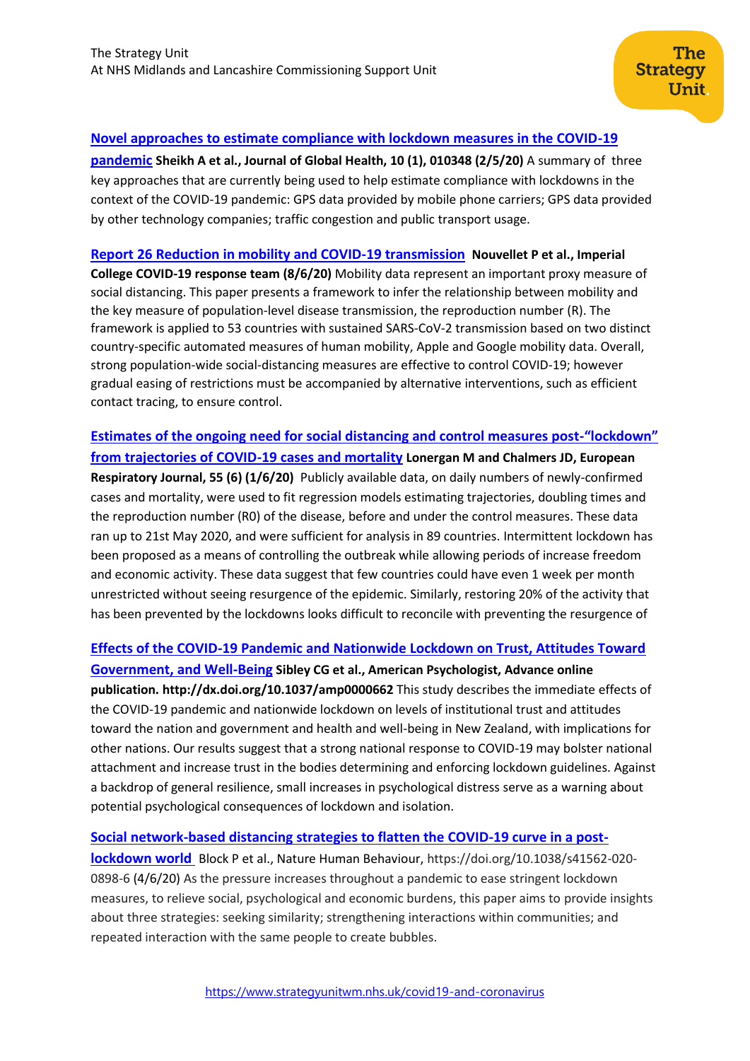[Novel approaches to estimate compliance with lockdown measures in the COVID-19 pandemic] **Sheikh A et al., Journal of Global Health, 10 (1), 010348 (2/5/20)** A summary of three key approaches that are currently being used to help estimate compliance with lockdowns in the context of the COVID-19 pandemic: GPS data provided by mobile phone carriers; GPS data provided by other technology companies; traffic congestion and public transport usage.

[Report 26 Reduction in mobility and COVID-19 transmission] **Nouvellet P et al., Imperial College COVID-19 response team (8/6/20)** Mobility data represent an important proxy measure of social distancing. This paper presents a framework to infer the relationship between mobility and the key measure of population-level disease transmission, the reproduction number (R). The framework is applied to 53 countries with sustained SARS-CoV-2 transmission based on two distinct country-specific automated measures of human mobility, Apple and Google mobility data. Overall, strong population-wide social-distancing measures are effective to control COVID-19; however gradual easing of restrictions must be accompanied by alternative interventions, such as efficient contact tracing, to ensure control.

[Estimates of the ongoing need for social distancing and control measures post-"lockdown" from trajectories of COVID-19 cases and mortality] **Lonergan M and Chalmers JD, European Respiratory Journal, 55 (6) (1/6/20)** Publicly available data, on daily numbers of newly-confirmed cases and mortality, were used to fit regression models estimating trajectories, doubling times and the reproduction number (R0) of the disease, before and under the control measures. These data ran up to 21st May 2020, and were sufficient for analysis in 89 countries. Intermittent lockdown has been proposed as a means of controlling the outbreak while allowing periods of increase freedom and economic activity. These data suggest that few countries could have even 1 week per month unrestricted without seeing resurgence of the epidemic. Similarly, restoring 20% of the activity that has been prevented by the lockdowns looks difficult to reconcile with preventing the resurgence of

[Effects of the COVID-19 Pandemic and Nationwide Lockdown on Trust, Attitudes Toward Government, and Well-Being] **Sibley CG et al., American Psychologist, Advance online publication. http://dx.doi.org/10.1037/amp0000662** This study describes the immediate effects of the COVID-19 pandemic and nationwide lockdown on levels of institutional trust and attitudes toward the nation and government and health and well-being in New Zealand, with implications for other nations. Our results suggest that a strong national response to COVID-19 may bolster national attachment and increase trust in the bodies determining and enforcing lockdown guidelines. Against a backdrop of general resilience, small increases in psychological distress serve as a warning about potential psychological consequences of lockdown and isolation.

[Social network-based distancing strategies to flatten the COVID-19 curve in a post-lockdown world] Block P et al., Nature Human Behaviour, https://doi.org/10.1038/s41562-020-0898-6 (4/6/20) As the pressure increases throughout a pandemic to ease stringent lockdown measures, to relieve social, psychological and economic burdens, this paper aims to provide insights about three strategies: seeking similarity; strengthening interactions within communities; and repeated interaction with the same people to create bubbles.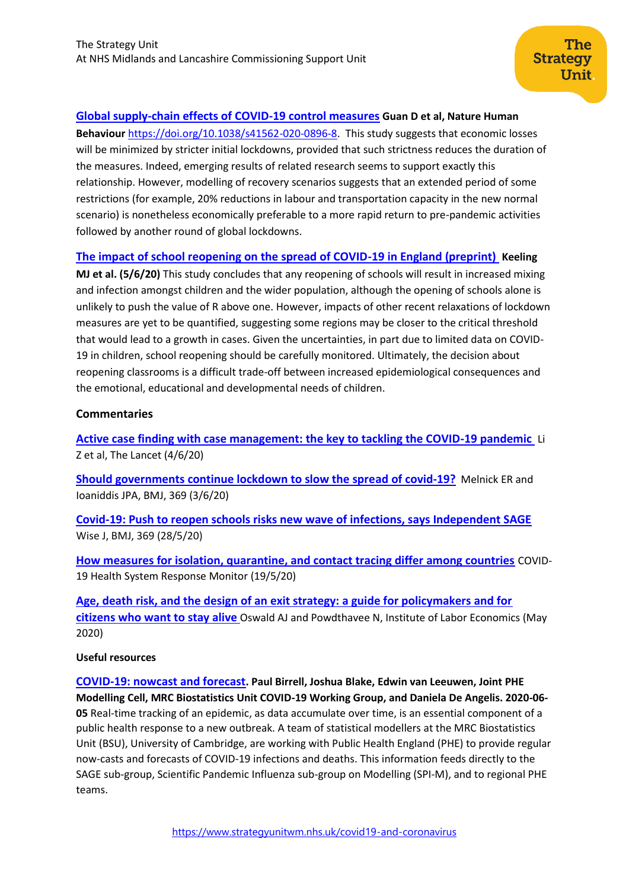[Global supply-chain effects of COVID-19 control measures] **Guan D et al, Nature Human Behaviour** https://doi.org/10.1038/s41562-020-0896-8. This study suggests that economic losses will be minimized by stricter initial lockdowns, provided that such strictness reduces the duration of the measures. Indeed, emerging results of related research seems to support exactly this relationship. However, modelling of recovery scenarios suggests that an extended period of some restrictions (for example, 20% reductions in labour and transportation capacity in the new normal scenario) is nonetheless economically preferable to a more rapid return to pre-pandemic activities followed by another round of global lockdowns.

[The impact of school reopening on the spread of COVID-19 in England (preprint)] **Keeling MJ et al. (5/6/20)** This study concludes that any reopening of schools will result in increased mixing and infection amongst children and the wider population, although the opening of schools alone is unlikely to push the value of R above one. However, impacts of other recent relaxations of lockdown measures are yet to be quantified, suggesting some regions may be closer to the critical threshold that would lead to a growth in cases. Given the uncertainties, in part due to limited data on COVID-19 in children, school reopening should be carefully monitored. Ultimately, the decision about reopening classrooms is a difficult trade-off between increased epidemiological consequences and the emotional, educational and developmental needs of children.

### Commentaries

[Active case finding with case management: the key to tackling the COVID-19 pandemic] Li Z et al, The Lancet (4/6/20)

[Should governments continue lockdown to slow the spread of covid-19?] Melnick ER and Ioaniddis JPA, BMJ, 369 (3/6/20)

[Covid-19: Push to reopen schools risks new wave of infections, says Independent SAGE] Wise J, BMJ, 369 (28/5/20)

[How measures for isolation, quarantine, and contact tracing differ among countries] COVID-19 Health System Response Monitor (19/5/20)

[Age, death risk, and the design of an exit strategy: a guide for policymakers and for citizens who want to stay alive] Oswald AJ and Powdthavee N, Institute of Labor Economics (May 2020)

### Useful resources

[COVID-19: nowcast and forecast]. **Paul Birrell, Joshua Blake, Edwin van Leeuwen, Joint PHE Modelling Cell, MRC Biostatistics Unit COVID-19 Working Group, and Daniela De Angelis. 2020-06-05** Real-time tracking of an epidemic, as data accumulate over time, is an essential component of a public health response to a new outbreak. A team of statistical modellers at the MRC Biostatistics Unit (BSU), University of Cambridge, are working with Public Health England (PHE) to provide regular now-casts and forecasts of COVID-19 infections and deaths. This information feeds directly to the SAGE sub-group, Scientific Pandemic Influenza sub-group on Modelling (SPI-M), and to regional PHE teams.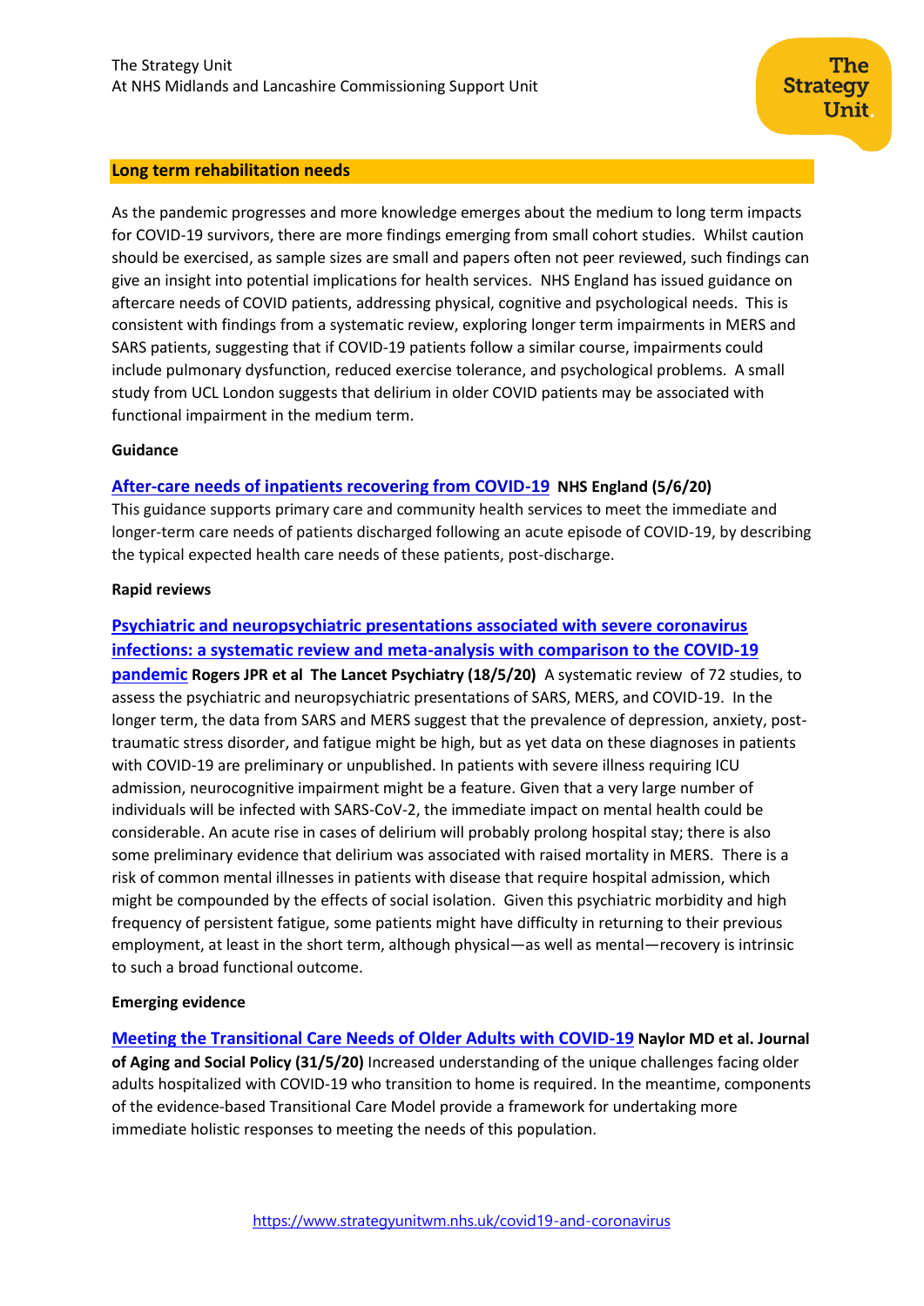## Long term rehabilitation needs

As the pandemic progresses and more knowledge emerges about the medium to long term impacts for COVID-19 survivors, there are more findings emerging from small cohort studies. Whilst caution should be exercised, as sample sizes are small and papers often not peer reviewed, such findings can give an insight into potential implications for health services. NHS England has issued guidance on aftercare needs of COVID patients, addressing physical, cognitive and psychological needs. This is consistent with findings from a systematic review, exploring longer term impairments in MERS and SARS patients, suggesting that if COVID-19 patients follow a similar course, impairments could include pulmonary dysfunction, reduced exercise tolerance, and psychological problems. A small study from UCL London suggests that delirium in older COVID patients may be associated with functional impairment in the medium term.

### Guidance

**After-care needs of inpatients recovering from COVID-19** **NHS England (5/6/20)**
This guidance supports primary care and community health services to meet the immediate and longer-term care needs of patients discharged following an acute episode of COVID-19, by describing the typical expected health care needs of these patients, post-discharge.

### Rapid reviews

**Psychiatric and neuropsychiatric presentations associated with severe coronavirus infections: a systematic review and meta-analysis with comparison to the COVID-19 pandemic** **Rogers JPR et al The Lancet Psychiatry (18/5/20)** A systematic review of 72 studies, to assess the psychiatric and neuropsychiatric presentations of SARS, MERS, and COVID-19. In the longer term, the data from SARS and MERS suggest that the prevalence of depression, anxiety, post-traumatic stress disorder, and fatigue might be high, but as yet data on these diagnoses in patients with COVID-19 are preliminary or unpublished. In patients with severe illness requiring ICU admission, neurocognitive impairment might be a feature. Given that a very large number of individuals will be infected with SARS-CoV-2, the immediate impact on mental health could be considerable. An acute rise in cases of delirium will probably prolong hospital stay; there is also some preliminary evidence that delirium was associated with raised mortality in MERS. There is a risk of common mental illnesses in patients with disease that require hospital admission, which might be compounded by the effects of social isolation. Given this psychiatric morbidity and high frequency of persistent fatigue, some patients might have difficulty in returning to their previous employment, at least in the short term, although physical—as well as mental—recovery is intrinsic to such a broad functional outcome.

### Emerging evidence

**Meeting the Transitional Care Needs of Older Adults with COVID-19** **Naylor MD et al. Journal of Aging and Social Policy (31/5/20)** Increased understanding of the unique challenges facing older adults hospitalized with COVID-19 who transition to home is required. In the meantime, components of the evidence-based Transitional Care Model provide a framework for undertaking more immediate holistic responses to meeting the needs of this population.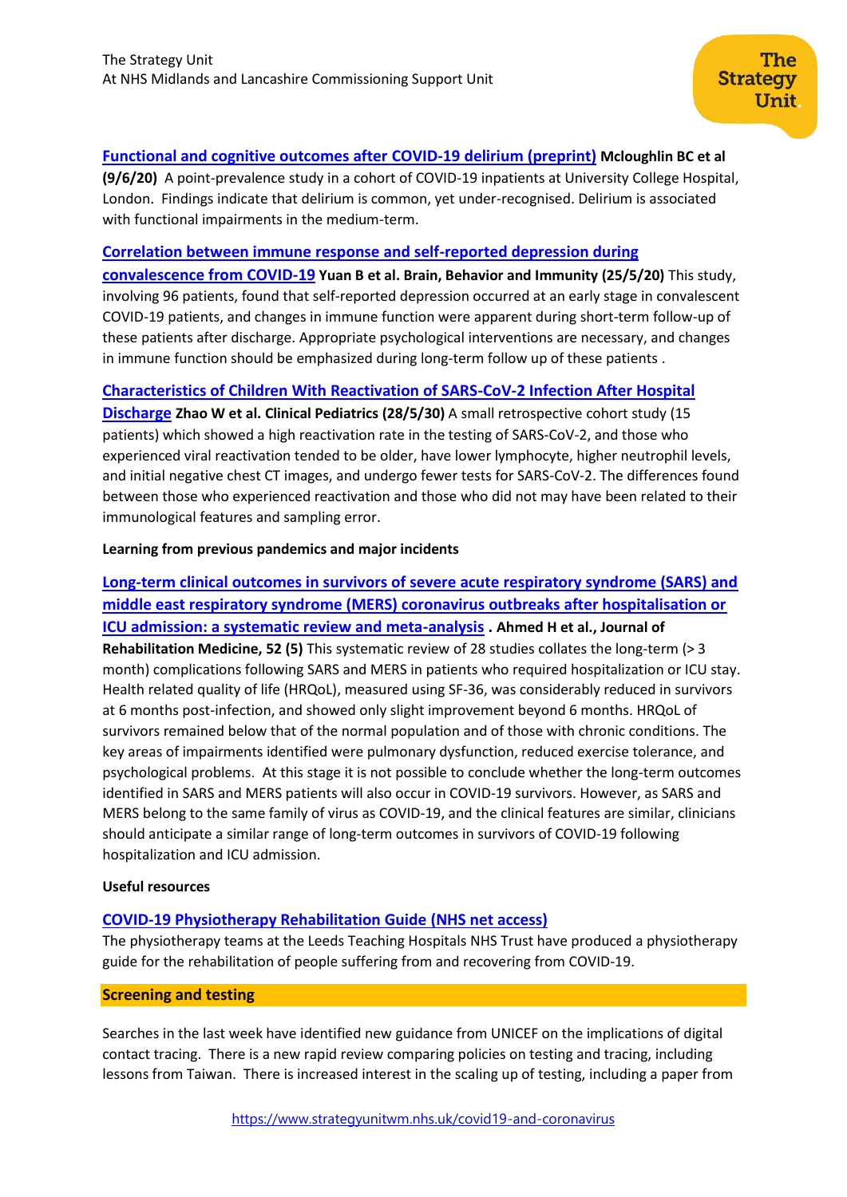**Functional and cognitive outcomes after COVID-19 delirium (preprint)** **Mcloughlin BC et al (9/6/20)** A point-prevalence study in a cohort of COVID-19 inpatients at University College Hospital, London. Findings indicate that delirium is common, yet under-recognised. Delirium is associated with functional impairments in the medium-term.

**Correlation between immune response and self-reported depression during convalescence from COVID-19** **Yuan B et al. Brain, Behavior and Immunity (25/5/20)** This study, involving 96 patients, found that self-reported depression occurred at an early stage in convalescent COVID-19 patients, and changes in immune function were apparent during short-term follow-up of these patients after discharge. Appropriate psychological interventions are necessary, and changes in immune function should be emphasized during long-term follow up of these patients .

**Characteristics of Children With Reactivation of SARS-CoV-2 Infection After Hospital Discharge** **Zhao W et al. Clinical Pediatrics (28/5/30)** A small retrospective cohort study (15 patients) which showed a high reactivation rate in the testing of SARS-CoV-2, and those who experienced viral reactivation tended to be older, have lower lymphocyte, higher neutrophil levels, and initial negative chest CT images, and undergo fewer tests for SARS-CoV-2. The differences found between those who experienced reactivation and those who did not may have been related to their immunological features and sampling error.

**Learning from previous pandemics and major incidents**

**Long-term clinical outcomes in survivors of severe acute respiratory syndrome (SARS) and middle east respiratory syndrome (MERS) coronavirus outbreaks after hospitalisation or ICU admission: a systematic review and meta-analysis** **. Ahmed H et al., Journal of Rehabilitation Medicine, 52 (5)** This systematic review of 28 studies collates the long-term (> 3 month) complications following SARS and MERS in patients who required hospitalization or ICU stay. Health related quality of life (HRQoL), measured using SF-36, was considerably reduced in survivors at 6 months post-infection, and showed only slight improvement beyond 6 months. HRQoL of survivors remained below that of the normal population and of those with chronic conditions. The key areas of impairments identified were pulmonary dysfunction, reduced exercise tolerance, and psychological problems. At this stage it is not possible to conclude whether the long-term outcomes identified in SARS and MERS patients will also occur in COVID-19 survivors. However, as SARS and MERS belong to the same family of virus as COVID-19, and the clinical features are similar, clinicians should anticipate a similar range of long-term outcomes in survivors of COVID-19 following hospitalization and ICU admission.

**Useful resources**

**COVID-19 Physiotherapy Rehabilitation Guide (NHS net access)**
The physiotherapy teams at the Leeds Teaching Hospitals NHS Trust have produced a physiotherapy guide for the rehabilitation of people suffering from and recovering from COVID-19.

## Screening and testing

Searches in the last week have identified new guidance from UNICEF on the implications of digital contact tracing. There is a new rapid review comparing policies on testing and tracing, including lessons from Taiwan. There is increased interest in the scaling up of testing, including a paper from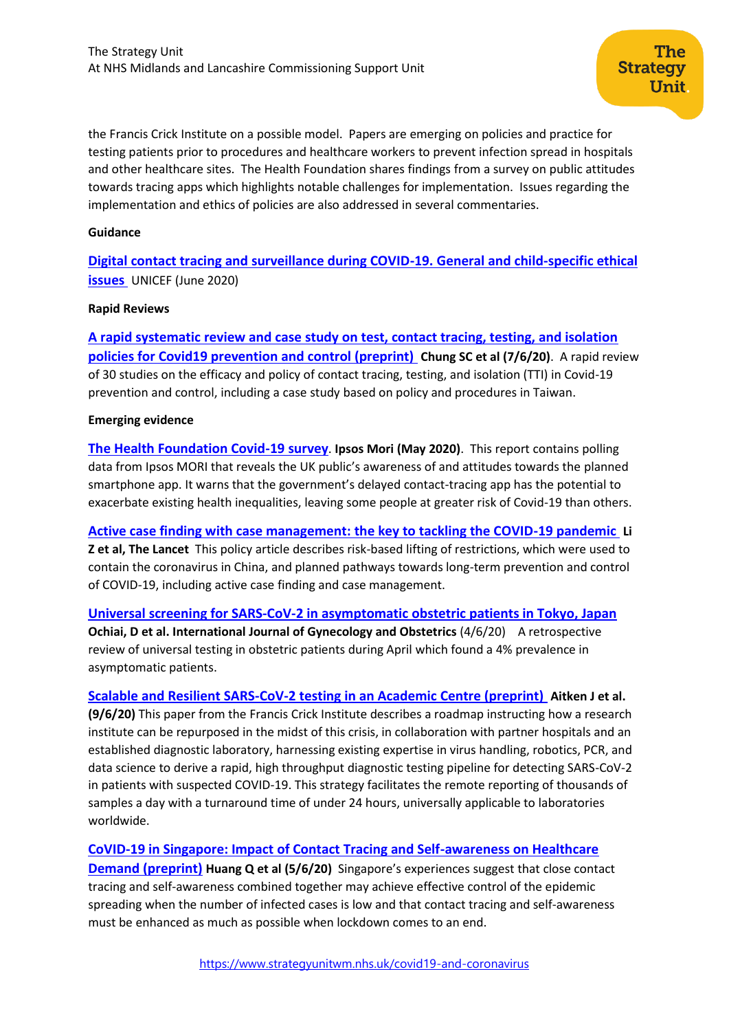the Francis Crick Institute on a possible model. Papers are emerging on policies and practice for testing patients prior to procedures and healthcare workers to prevent infection spread in hospitals and other healthcare sites. The Health Foundation shares findings from a survey on public attitudes towards tracing apps which highlights notable challenges for implementation. Issues regarding the implementation and ethics of policies are also addressed in several commentaries.

**Guidance**

**Digital contact tracing and surveillance during COVID-19. General and child-specific ethical issues** UNICEF (June 2020)

**Rapid Reviews**

**A rapid systematic review and case study on test, contact tracing, testing, and isolation policies for Covid19 prevention and control (preprint)** **Chung SC et al (7/6/20)**. A rapid review of 30 studies on the efficacy and policy of contact tracing, testing, and isolation (TTI) in Covid-19 prevention and control, including a case study based on policy and procedures in Taiwan.

**Emerging evidence**

**The Health Foundation Covid-19 survey**. **Ipsos Mori (May 2020)**. This report contains polling data from Ipsos MORI that reveals the UK public's awareness of and attitudes towards the planned smartphone app. It warns that the government's delayed contact-tracing app has the potential to exacerbate existing health inequalities, leaving some people at greater risk of Covid-19 than others.

**Active case finding with case management: the key to tackling the COVID-19 pandemic** **Li Z et al, The Lancet** This policy article describes risk-based lifting of restrictions, which were used to contain the coronavirus in China, and planned pathways towards long-term prevention and control of COVID-19, including active case finding and case management.

**Universal screening for SARS-CoV-2 in asymptomatic obstetric patients in Tokyo, Japan** **Ochiai, D et al. International Journal of Gynecology and Obstetrics** (4/6/20) A retrospective review of universal testing in obstetric patients during April which found a 4% prevalence in asymptomatic patients.

**Scalable and Resilient SARS-CoV-2 testing in an Academic Centre (preprint)** **Aitken J et al. (9/6/20)** This paper from the Francis Crick Institute describes a roadmap instructing how a research institute can be repurposed in the midst of this crisis, in collaboration with partner hospitals and an established diagnostic laboratory, harnessing existing expertise in virus handling, robotics, PCR, and data science to derive a rapid, high throughput diagnostic testing pipeline for detecting SARS-CoV-2 in patients with suspected COVID-19. This strategy facilitates the remote reporting of thousands of samples a day with a turnaround time of under 24 hours, universally applicable to laboratories worldwide.

**CoVID-19 in Singapore: Impact of Contact Tracing and Self-awareness on Healthcare Demand (preprint)** **Huang Q et al (5/6/20)** Singapore's experiences suggest that close contact tracing and self-awareness combined together may achieve effective control of the epidemic spreading when the number of infected cases is low and that contact tracing and self-awareness must be enhanced as much as possible when lockdown comes to an end.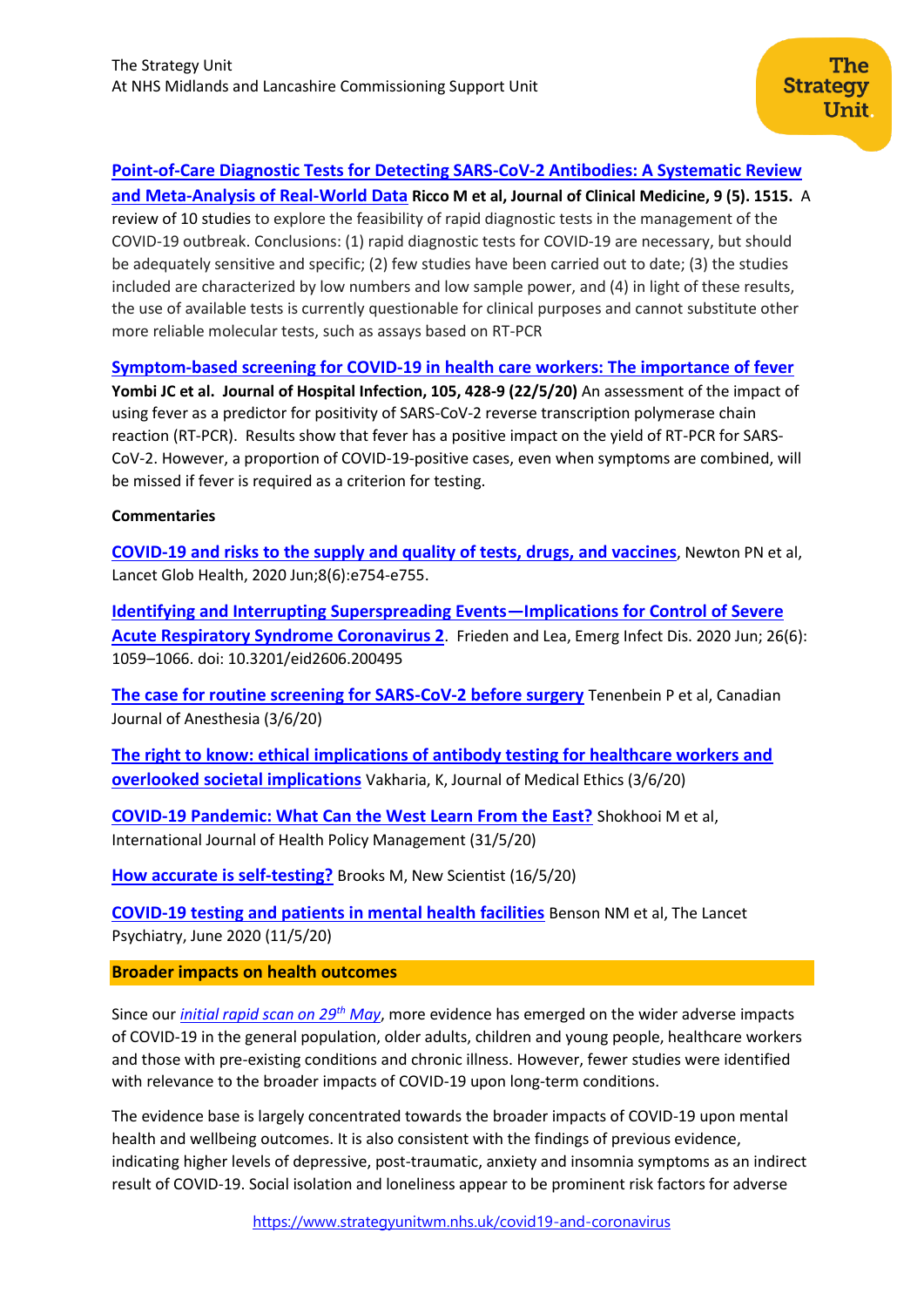**Point-of-Care Diagnostic Tests for Detecting SARS-CoV-2 Antibodies: A Systematic Review and Meta-Analysis of Real-World Data** **Ricco M et al, Journal of Clinical Medicine, 9 (5). 1515.** A review of 10 studies to explore the feasibility of rapid diagnostic tests in the management of the COVID-19 outbreak. Conclusions: (1) rapid diagnostic tests for COVID-19 are necessary, but should be adequately sensitive and specific; (2) few studies have been carried out to date; (3) the studies included are characterized by low numbers and low sample power, and (4) in light of these results, the use of available tests is currently questionable for clinical purposes and cannot substitute other more reliable molecular tests, such as assays based on RT-PCR

**Symptom-based screening for COVID-19 in health care workers: The importance of fever** **Yombi JC et al. Journal of Hospital Infection, 105, 428-9 (22/5/20)** An assessment of the impact of using fever as a predictor for positivity of SARS-CoV-2 reverse transcription polymerase chain reaction (RT-PCR). Results show that fever has a positive impact on the yield of RT-PCR for SARS-CoV-2. However, a proportion of COVID-19-positive cases, even when symptoms are combined, will be missed if fever is required as a criterion for testing.

**Commentaries**

**COVID-19 and risks to the supply and quality of tests, drugs, and vaccines**, Newton PN et al, Lancet Glob Health, 2020 Jun;8(6):e754-e755.

**Identifying and Interrupting Superspreading Events—Implications for Control of Severe Acute Respiratory Syndrome Coronavirus 2**. Frieden and Lea, Emerg Infect Dis. 2020 Jun; 26(6): 1059–1066. doi: 10.3201/eid2606.200495

**The case for routine screening for SARS-CoV-2 before surgery** Tenenbein P et al, Canadian Journal of Anesthesia (3/6/20)

**The right to know: ethical implications of antibody testing for healthcare workers and overlooked societal implications** Vakharia, K, Journal of Medical Ethics (3/6/20)

**COVID-19 Pandemic: What Can the West Learn From the East?** Shokhooi M et al, International Journal of Health Policy Management (31/5/20)

**How accurate is self-testing?** Brooks M, New Scientist (16/5/20)

**COVID-19 testing and patients in mental health facilities** Benson NM et al, The Lancet Psychiatry, June 2020 (11/5/20)

## Broader impacts on health outcomes

Since our *initial rapid scan on 29th May*, more evidence has emerged on the wider adverse impacts of COVID-19 in the general population, older adults, children and young people, healthcare workers and those with pre-existing conditions and chronic illness. However, fewer studies were identified with relevance to the broader impacts of COVID-19 upon long-term conditions.

The evidence base is largely concentrated towards the broader impacts of COVID-19 upon mental health and wellbeing outcomes. It is also consistent with the findings of previous evidence, indicating higher levels of depressive, post-traumatic, anxiety and insomnia symptoms as an indirect result of COVID-19. Social isolation and loneliness appear to be prominent risk factors for adverse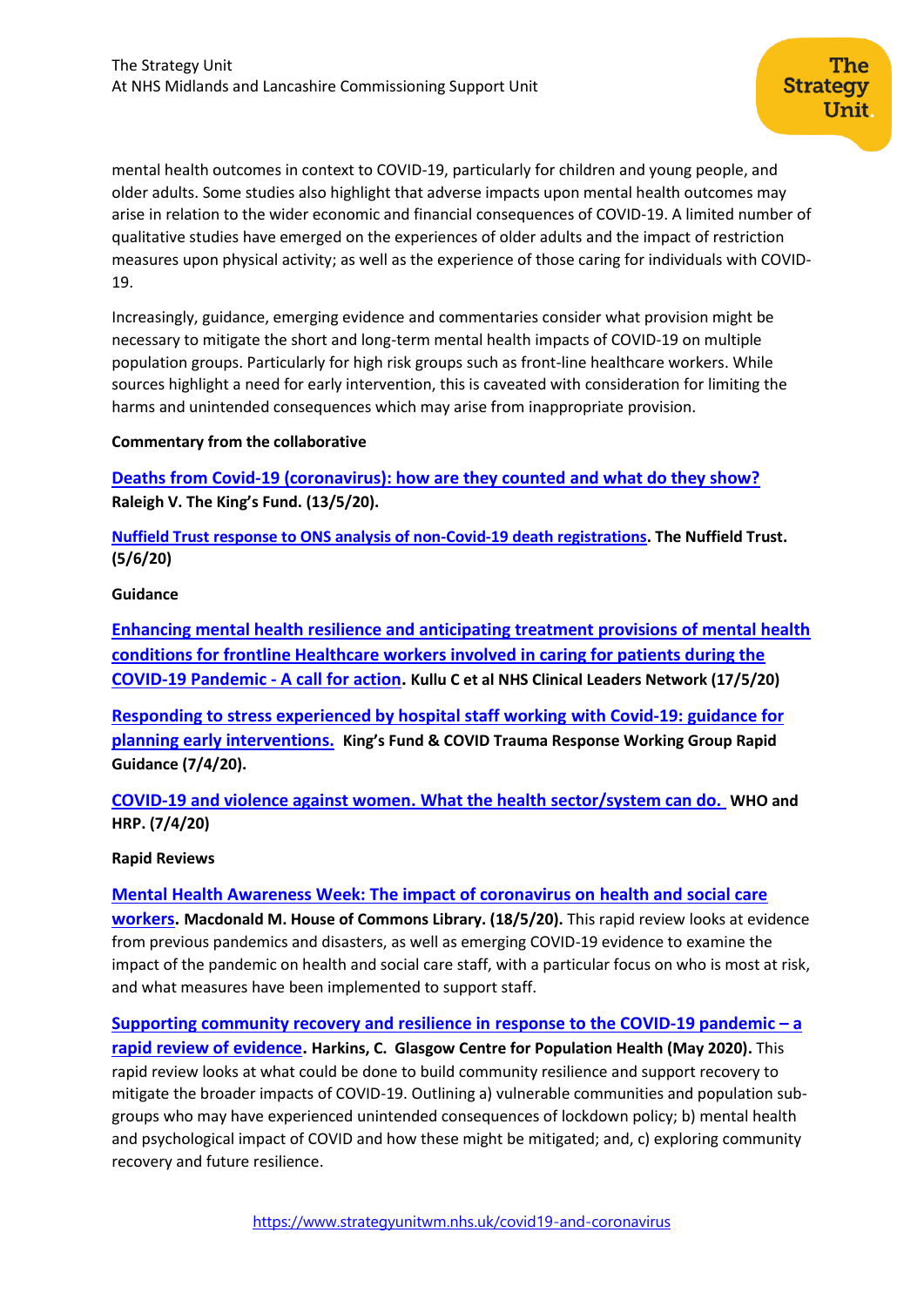mental health outcomes in context to COVID-19, particularly for children and young people, and older adults. Some studies also highlight that adverse impacts upon mental health outcomes may arise in relation to the wider economic and financial consequences of COVID-19. A limited number of qualitative studies have emerged on the experiences of older adults and the impact of restriction measures upon physical activity; as well as the experience of those caring for individuals with COVID-19.

Increasingly, guidance, emerging evidence and commentaries consider what provision might be necessary to mitigate the short and long-term mental health impacts of COVID-19 on multiple population groups. Particularly for high risk groups such as front-line healthcare workers. While sources highlight a need for early intervention, this is caveated with consideration for limiting the harms and unintended consequences which may arise from inappropriate provision.

**Commentary from the collaborative**

**Deaths from Covid-19 (coronavirus): how are they counted and what do they show? Raleigh V. The King's Fund. (13/5/20).**

**Nuffield Trust response to ONS analysis of non-Covid-19 death registrations. The Nuffield Trust. (5/6/20)**

**Guidance**

**Enhancing mental health resilience and anticipating treatment provisions of mental health conditions for frontline Healthcare workers involved in caring for patients during the COVID-19 Pandemic - A call for action. Kullu C et al NHS Clinical Leaders Network (17/5/20)**

**Responding to stress experienced by hospital staff working with Covid-19: guidance for planning early interventions. King's Fund & COVID Trauma Response Working Group Rapid Guidance (7/4/20).**

**COVID-19 and violence against women. What the health sector/system can do. WHO and HRP. (7/4/20)**

**Rapid Reviews**

**Mental Health Awareness Week: The impact of coronavirus on health and social care workers. Macdonald M. House of Commons Library. (18/5/20).** This rapid review looks at evidence from previous pandemics and disasters, as well as emerging COVID-19 evidence to examine the impact of the pandemic on health and social care staff, with a particular focus on who is most at risk, and what measures have been implemented to support staff.

**Supporting community recovery and resilience in response to the COVID-19 pandemic – a rapid review of evidence. Harkins, C. Glasgow Centre for Population Health (May 2020).** This rapid review looks at what could be done to build community resilience and support recovery to mitigate the broader impacts of COVID-19. Outlining a) vulnerable communities and population sub-groups who may have experienced unintended consequences of lockdown policy; b) mental health and psychological impact of COVID and how these might be mitigated; and, c) exploring community recovery and future resilience.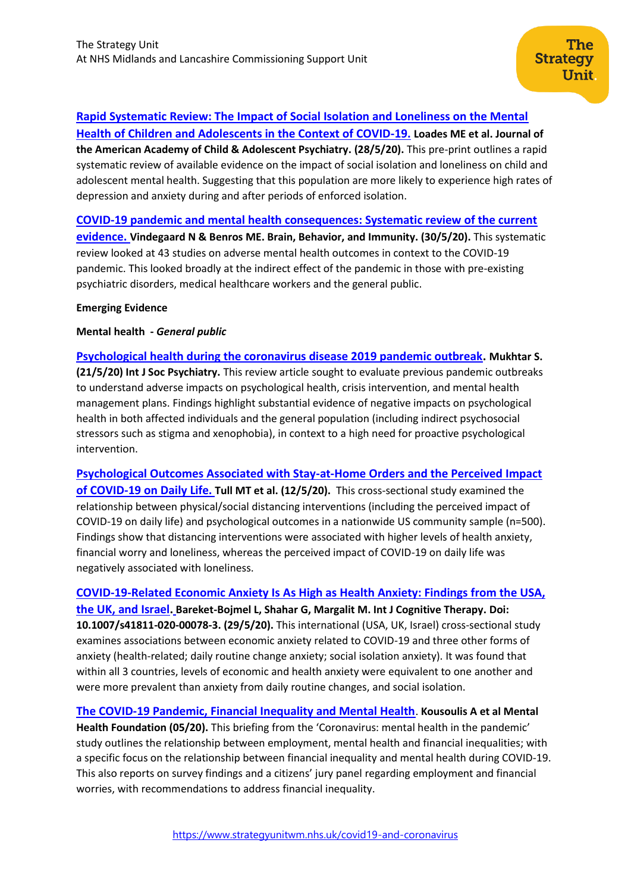**Rapid Systematic Review: The Impact of Social Isolation and Loneliness on the Mental Health of Children and Adolescents in the Context of COVID-19. Loades ME et al. Journal of the American Academy of Child & Adolescent Psychiatry. (28/5/20).** This pre-print outlines a rapid systematic review of available evidence on the impact of social isolation and loneliness on child and adolescent mental health. Suggesting that this population are more likely to experience high rates of depression and anxiety during and after periods of enforced isolation.

**COVID-19 pandemic and mental health consequences: Systematic review of the current evidence. Vindegaard N & Benros ME. Brain, Behavior, and Immunity. (30/5/20).** This systematic review looked at 43 studies on adverse mental health outcomes in context to the COVID-19 pandemic. This looked broadly at the indirect effect of the pandemic in those with pre-existing psychiatric disorders, medical healthcare workers and the general public.

**Emerging Evidence**

**Mental health - *General public***

**Psychological health during the coronavirus disease 2019 pandemic outbreak. Mukhtar S. (21/5/20) Int J Soc Psychiatry.** This review article sought to evaluate previous pandemic outbreaks to understand adverse impacts on psychological health, crisis intervention, and mental health management plans. Findings highlight substantial evidence of negative impacts on psychological health in both affected individuals and the general population (including indirect psychosocial stressors such as stigma and xenophobia), in context to a high need for proactive psychological intervention.

**Psychological Outcomes Associated with Stay-at-Home Orders and the Perceived Impact of COVID-19 on Daily Life. Tull MT et al. (12/5/20).** This cross-sectional study examined the relationship between physical/social distancing interventions (including the perceived impact of COVID-19 on daily life) and psychological outcomes in a nationwide US community sample (n=500). Findings show that distancing interventions were associated with higher levels of health anxiety, financial worry and loneliness, whereas the perceived impact of COVID-19 on daily life was negatively associated with loneliness.

**COVID-19-Related Economic Anxiety Is As High as Health Anxiety: Findings from the USA, the UK, and Israel. Bareket-Bojmel L, Shahar G, Margalit M. Int J Cognitive Therapy. Doi: 10.1007/s41811-020-00078-3. (29/5/20).** This international (USA, UK, Israel) cross-sectional study examines associations between economic anxiety related to COVID-19 and three other forms of anxiety (health-related; daily routine change anxiety; social isolation anxiety). It was found that within all 3 countries, levels of economic and health anxiety were equivalent to one another and were more prevalent than anxiety from daily routine changes, and social isolation.

**The COVID-19 Pandemic, Financial Inequality and Mental Health. Kousoulis A et al Mental Health Foundation (05/20).** This briefing from the 'Coronavirus: mental health in the pandemic' study outlines the relationship between employment, mental health and financial inequalities; with a specific focus on the relationship between financial inequality and mental health during COVID-19. This also reports on survey findings and a citizens' jury panel regarding employment and financial worries, with recommendations to address financial inequality.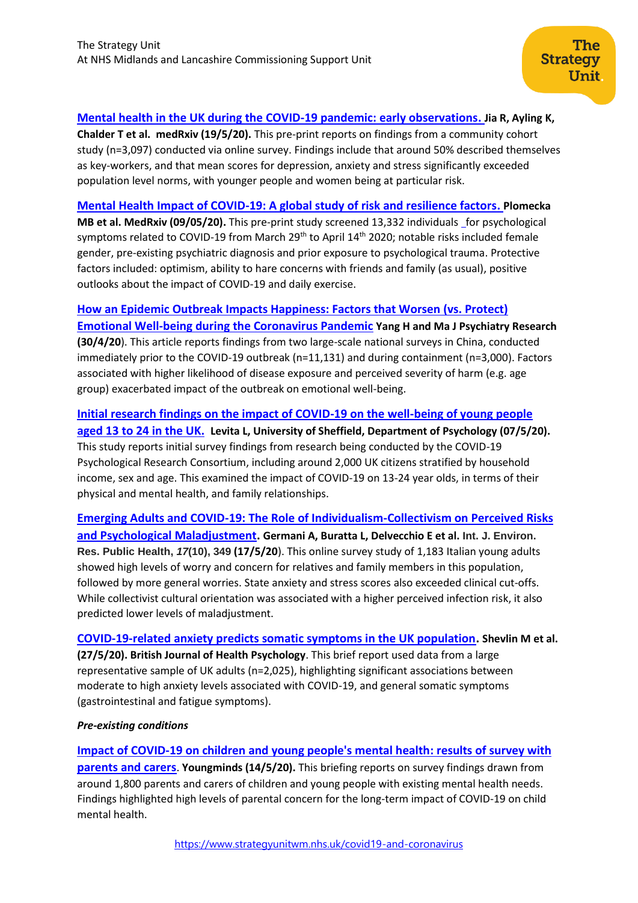**Mental health in the UK during the COVID-19 pandemic: early observations.** **Jia R, Ayling K, Chalder T et al. medRxiv (19/5/20).** This pre-print reports on findings from a community cohort study (n=3,097) conducted via online survey. Findings include that around 50% described themselves as key-workers, and that mean scores for depression, anxiety and stress significantly exceeded population level norms, with younger people and women being at particular risk.

**Mental Health Impact of COVID-19: A global study of risk and resilience factors.** **Plomecka MB et al. MedRxiv (09/05/20).** This pre-print study screened 13,332 individuals _for psychological symptoms related to COVID-19 from March 29th to April 14th 2020; notable risks included female gender, pre-existing psychiatric diagnosis and prior exposure to psychological trauma. Protective factors included: optimism, ability to hare concerns with friends and family (as usual), positive outlooks about the impact of COVID-19 and daily exercise.

**How an Epidemic Outbreak Impacts Happiness: Factors that Worsen (vs. Protect) Emotional Well-being during the Coronavirus Pandemic** **Yang H and Ma J Psychiatry Research (30/4/20**). This article reports findings from two large-scale national surveys in China, conducted immediately prior to the COVID-19 outbreak (n=11,131) and during containment (n=3,000). Factors associated with higher likelihood of disease exposure and perceived severity of harm (e.g. age group) exacerbated impact of the outbreak on emotional well-being.

**Initial research findings on the impact of COVID-19 on the well-being of young people aged 13 to 24 in the UK.** **Levita L, University of Sheffield, Department of Psychology (07/5/20).** This study reports initial survey findings from research being conducted by the COVID-19 Psychological Research Consortium, including around 2,000 UK citizens stratified by household income, sex and age. This examined the impact of COVID-19 on 13-24 year olds, in terms of their physical and mental health, and family relationships.

**Emerging Adults and COVID-19: The Role of Individualism-Collectivism on Perceived Risks and Psychological Maladjustment. Germani A, Buratta L, Delvecchio E et al. Int. J. Environ. Res. Public Health, *17*(10), 349 (17/5/20**). This online survey study of 1,183 Italian young adults showed high levels of worry and concern for relatives and family members in this population, followed by more general worries. State anxiety and stress scores also exceeded clinical cut-offs. While collectivist cultural orientation was associated with a higher perceived infection risk, it also predicted lower levels of maladjustment.

**COVID-19-related anxiety predicts somatic symptoms in the UK population. Shevlin M et al. (27/5/20). British Journal of Health Psychology**. This brief report used data from a large representative sample of UK adults (n=2,025), highlighting significant associations between moderate to high anxiety levels associated with COVID-19, and general somatic symptoms (gastrointestinal and fatigue symptoms).

***Pre-existing conditions***

**Impact of COVID-19 on children and young people's mental health: results of survey with parents and carers. Youngminds (14/5/20).** This briefing reports on survey findings drawn from around 1,800 parents and carers of children and young people with existing mental health needs. Findings highlighted high levels of parental concern for the long-term impact of COVID-19 on child mental health.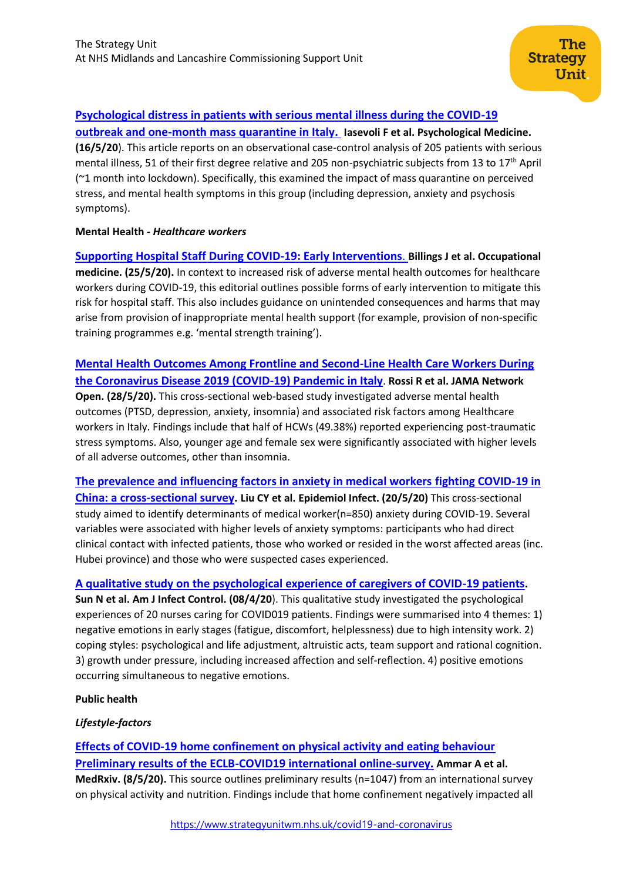[Psychological distress in patients with serious mental illness during the COVID-19 outbreak and one-month mass quarantine in Italy.](#) **Iasevoli F et al. Psychological Medicine. (16/5/20**). This article reports on an observational case-control analysis of 205 patients with serious mental illness, 51 of their first degree relative and 205 non-psychiatric subjects from 13 to 17th April (~1 month into lockdown). Specifically, this examined the impact of mass quarantine on perceived stress, and mental health symptoms in this group (including depression, anxiety and psychosis symptoms).

**Mental Health - *Healthcare workers***

[Supporting Hospital Staff During COVID-19: Early Interventions.](#) **Billings J et al. Occupational medicine. (25/5/20).** In context to increased risk of adverse mental health outcomes for healthcare workers during COVID-19, this editorial outlines possible forms of early intervention to mitigate this risk for hospital staff. This also includes guidance on unintended consequences and harms that may arise from provision of inappropriate mental health support (for example, provision of non-specific training programmes e.g. 'mental strength training').

[Mental Health Outcomes Among Frontline and Second-Line Health Care Workers During the Coronavirus Disease 2019 (COVID-19) Pandemic in Italy](#). **Rossi R et al. JAMA Network Open. (28/5/20).** This cross-sectional web-based study investigated adverse mental health outcomes (PTSD, depression, anxiety, insomnia) and associated risk factors among Healthcare workers in Italy. Findings include that half of HCWs (49.38%) reported experiencing post-traumatic stress symptoms. Also, younger age and female sex were significantly associated with higher levels of all adverse outcomes, other than insomnia.

[The prevalence and influencing factors in anxiety in medical workers fighting COVID-19 in China: a cross-sectional survey](#). **Liu CY et al. Epidemiol Infect. (20/5/20)** This cross-sectional study aimed to identify determinants of medical worker(n=850) anxiety during COVID-19. Several variables were associated with higher levels of anxiety symptoms: participants who had direct clinical contact with infected patients, those who worked or resided in the worst affected areas (inc. Hubei province) and those who were suspected cases experienced.

[A qualitative study on the psychological experience of caregivers of COVID-19 patients](#). **Sun N et al. Am J Infect Control. (08/4/20**). This qualitative study investigated the psychological experiences of 20 nurses caring for COVID019 patients. Findings were summarised into 4 themes: 1) negative emotions in early stages (fatigue, discomfort, helplessness) due to high intensity work. 2) coping styles: psychological and life adjustment, altruistic acts, team support and rational cognition. 3) growth under pressure, including increased affection and self-reflection. 4) positive emotions occurring simultaneous to negative emotions.

**Public health**

***Lifestyle-factors***

[Effects of COVID-19 home confinement on physical activity and eating behaviour Preliminary results of the ECLB-COVID19 international online-survey.](#) **Ammar A et al. MedRxiv. (8/5/20).** This source outlines preliminary results (n=1047) from an international survey on physical activity and nutrition. Findings include that home confinement negatively impacted all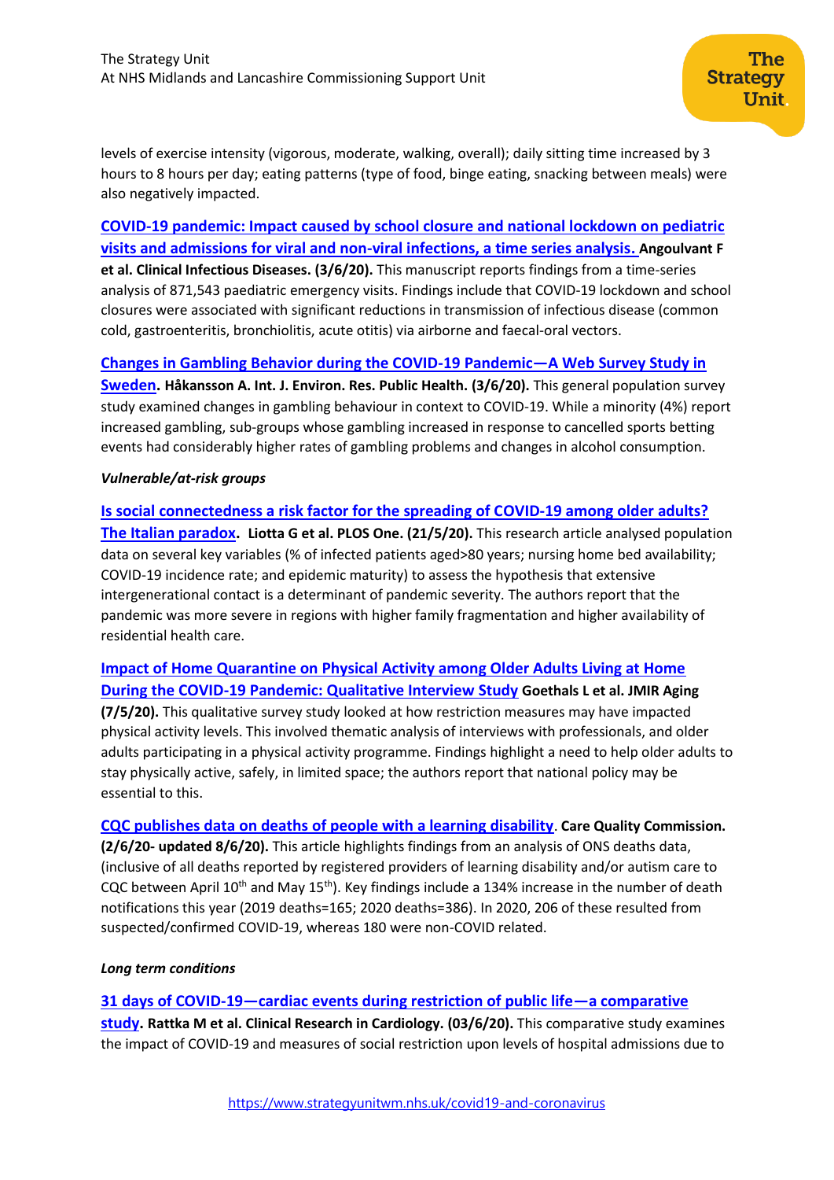levels of exercise intensity (vigorous, moderate, walking, overall); daily sitting time increased by 3 hours to 8 hours per day; eating patterns (type of food, binge eating, snacking between meals) were also negatively impacted.

**COVID-19 pandemic: Impact caused by school closure and national lockdown on pediatric visits and admissions for viral and non-viral infections, a time series analysis.** **Angoulvant F et al. Clinical Infectious Diseases. (3/6/20).** This manuscript reports findings from a time-series analysis of 871,543 paediatric emergency visits. Findings include that COVID-19 lockdown and school closures were associated with significant reductions in transmission of infectious disease (common cold, gastroenteritis, bronchiolitis, acute otitis) via airborne and faecal-oral vectors.

**Changes in Gambling Behavior during the COVID-19 Pandemic—A Web Survey Study in Sweden. Håkansson A. Int. J. Environ. Res. Public Health. (3/6/20).** This general population survey study examined changes in gambling behaviour in context to COVID-19. While a minority (4%) report increased gambling, sub-groups whose gambling increased in response to cancelled sports betting events had considerably higher rates of gambling problems and changes in alcohol consumption.

***Vulnerable/at-risk groups***

**Is social connectedness a risk factor for the spreading of COVID-19 among older adults? The Italian paradox. Liotta G et al. PLOS One. (21/5/20).** This research article analysed population data on several key variables (% of infected patients aged>80 years; nursing home bed availability; COVID-19 incidence rate; and epidemic maturity) to assess the hypothesis that extensive intergenerational contact is a determinant of pandemic severity. The authors report that the pandemic was more severe in regions with higher family fragmentation and higher availability of residential health care.

**Impact of Home Quarantine on Physical Activity among Older Adults Living at Home During the COVID-19 Pandemic: Qualitative Interview Study Goethals L et al. JMIR Aging (7/5/20).** This qualitative survey study looked at how restriction measures may have impacted physical activity levels. This involved thematic analysis of interviews with professionals, and older adults participating in a physical activity programme. Findings highlight a need to help older adults to stay physically active, safely, in limited space; the authors report that national policy may be essential to this.

**CQC publishes data on deaths of people with a learning disability. Care Quality Commission. (2/6/20- updated 8/6/20).** This article highlights findings from an analysis of ONS deaths data, (inclusive of all deaths reported by registered providers of learning disability and/or autism care to CQC between April 10th and May 15th). Key findings include a 134% increase in the number of death notifications this year (2019 deaths=165; 2020 deaths=386). In 2020, 206 of these resulted from suspected/confirmed COVID-19, whereas 180 were non-COVID related.

***Long term conditions***

**31 days of COVID-19—cardiac events during restriction of public life—a comparative study. Rattka M et al. Clinical Research in Cardiology. (03/6/20).** This comparative study examines the impact of COVID-19 and measures of social restriction upon levels of hospital admissions due to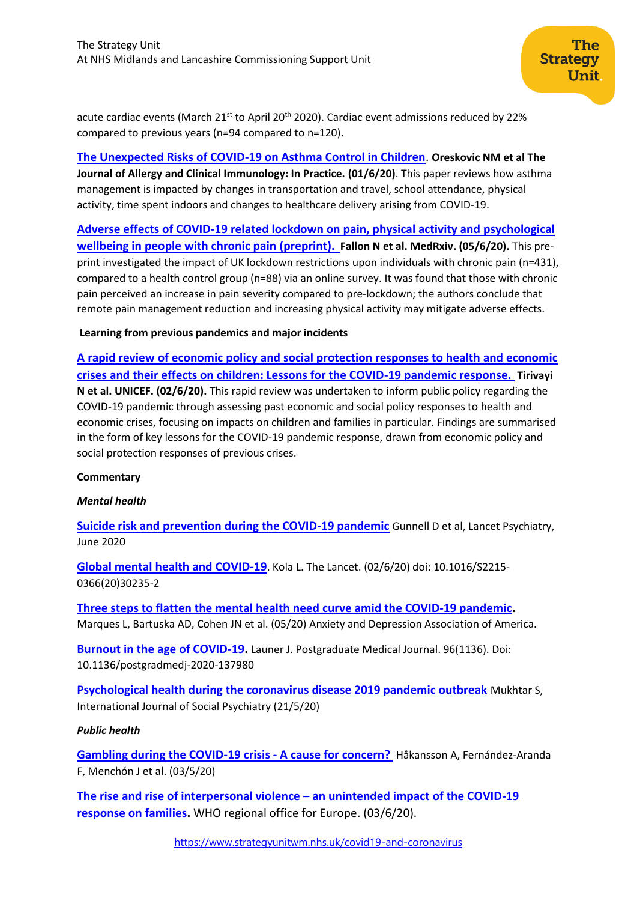acute cardiac events (March 21st to April 20th 2020). Cardiac event admissions reduced by 22% compared to previous years (n=94 compared to n=120).

**The Unexpected Risks of COVID-19 on Asthma Control in Children**. **Oreskovic NM et al The Journal of Allergy and Clinical Immunology: In Practice. (01/6/20)**. This paper reviews how asthma management is impacted by changes in transportation and travel, school attendance, physical activity, time spent indoors and changes to healthcare delivery arising from COVID-19.

**Adverse effects of COVID-19 related lockdown on pain, physical activity and psychological wellbeing in people with chronic pain (preprint).** **Fallon N et al. MedRxiv. (05/6/20).** This pre-print investigated the impact of UK lockdown restrictions upon individuals with chronic pain (n=431), compared to a health control group (n=88) via an online survey. It was found that those with chronic pain perceived an increase in pain severity compared to pre-lockdown; the authors conclude that remote pain management reduction and increasing physical activity may mitigate adverse effects.

**Learning from previous pandemics and major incidents**

**A rapid review of economic policy and social protection responses to health and economic crises and their effects on children: Lessons for the COVID-19 pandemic response.** **Tirivayi N et al. UNICEF. (02/6/20).** This rapid review was undertaken to inform public policy regarding the COVID-19 pandemic through assessing past economic and social policy responses to health and economic crises, focusing on impacts on children and families in particular. Findings are summarised in the form of key lessons for the COVID-19 pandemic response, drawn from economic policy and social protection responses of previous crises.

**Commentary**

***Mental health***

**Suicide risk and prevention during the COVID-19 pandemic** Gunnell D et al, Lancet Psychiatry, June 2020

**Global mental health and COVID-19**. Kola L. The Lancet. (02/6/20) doi: 10.1016/S2215-0366(20)30235-2

**Three steps to flatten the mental health need curve amid the COVID-19 pandemic.** Marques L, Bartuska AD, Cohen JN et al. (05/20) Anxiety and Depression Association of America.

**Burnout in the age of COVID-19.** Launer J. Postgraduate Medical Journal. 96(1136). Doi: 10.1136/postgradmedj-2020-137980

**Psychological health during the coronavirus disease 2019 pandemic outbreak** Mukhtar S, International Journal of Social Psychiatry (21/5/20)

***Public health***

**Gambling during the COVID-19 crisis - A cause for concern?** Håkansson A, Fernández-Aranda F, Menchón J et al. (03/5/20)

**The rise and rise of interpersonal violence – an unintended impact of the COVID-19 response on families.** WHO regional office for Europe. (03/6/20).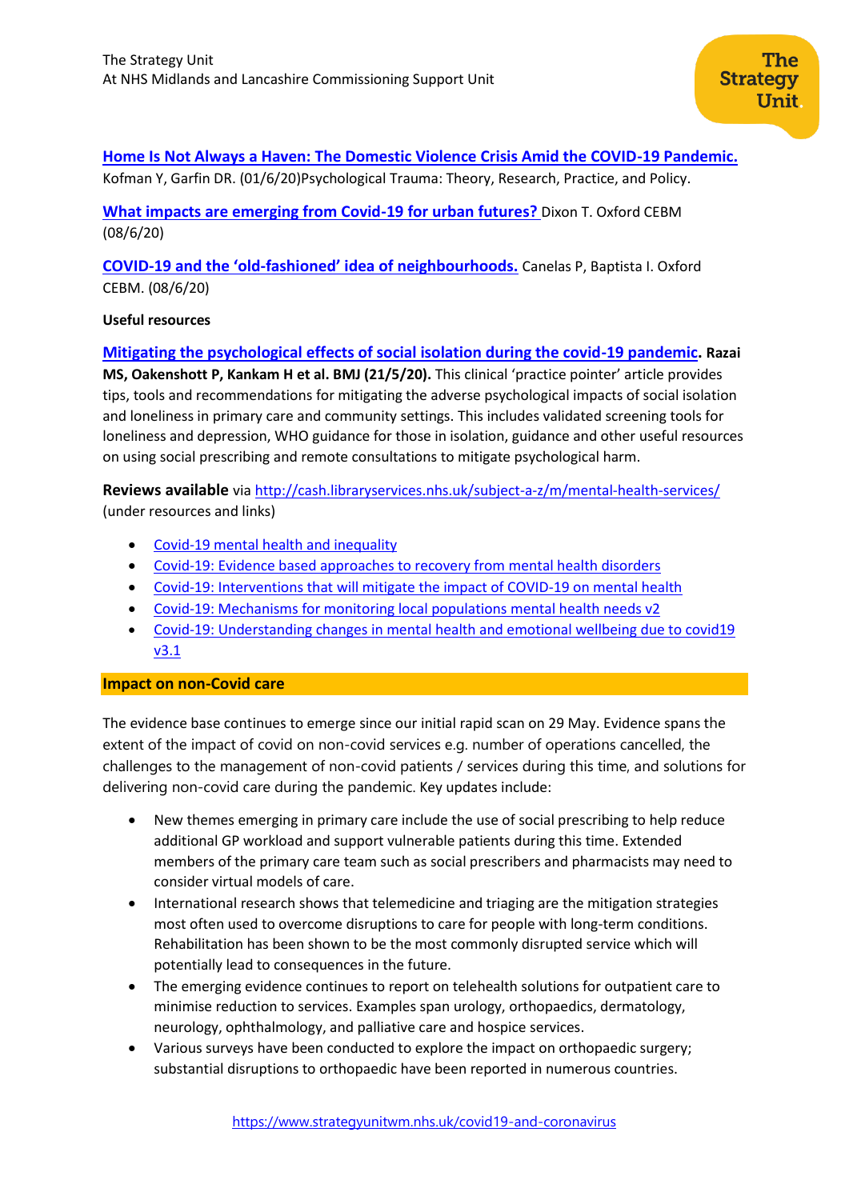[Home Is Not Always a Haven: The Domestic Violence Crisis Amid the COVID-19 Pandemic.](#) Kofman Y, Garfin DR. (01/6/20)Psychological Trauma: Theory, Research, Practice, and Policy.

[What impacts are emerging from Covid-19 for urban futures?](#) Dixon T. Oxford CEBM (08/6/20)

[COVID-19 and the 'old-fashioned' idea of neighbourhoods.](#) Canelas P, Baptista I. Oxford CEBM. (08/6/20)

**Useful resources**

[Mitigating the psychological effects of social isolation during the covid-19 pandemic](#)**. Razai MS, Oakenshott P, Kankam H et al. BMJ (21/5/20).** This clinical 'practice pointer' article provides tips, tools and recommendations for mitigating the adverse psychological impacts of social isolation and loneliness in primary care and community settings. This includes validated screening tools for loneliness and depression, WHO guidance for those in isolation, guidance and other useful resources on using social prescribing and remote consultations to mitigate psychological harm.

**Reviews available** via http://cash.libraryservices.nhs.uk/subject-a-z/m/mental-health-services/ (under resources and links)

- Covid-19 mental health and inequality
- Covid-19: Evidence based approaches to recovery from mental health disorders
- Covid-19: Interventions that will mitigate the impact of COVID-19 on mental health
- Covid-19: Mechanisms for monitoring local populations mental health needs v2
- Covid-19: Understanding changes in mental health and emotional wellbeing due to covid19 v3.1

## Impact on non-Covid care

The evidence base continues to emerge since our initial rapid scan on 29 May. Evidence spans the extent of the impact of covid on non-covid services e.g. number of operations cancelled, the challenges to the management of non-covid patients / services during this time, and solutions for delivering non-covid care during the pandemic. Key updates include:

- New themes emerging in primary care include the use of social prescribing to help reduce additional GP workload and support vulnerable patients during this time. Extended members of the primary care team such as social prescribers and pharmacists may need to consider virtual models of care.
- International research shows that telemedicine and triaging are the mitigation strategies most often used to overcome disruptions to care for people with long-term conditions. Rehabilitation has been shown to be the most commonly disrupted service which will potentially lead to consequences in the future.
- The emerging evidence continues to report on telehealth solutions for outpatient care to minimise reduction to services. Examples span urology, orthopaedics, dermatology, neurology, ophthalmology, and palliative care and hospice services.
- Various surveys have been conducted to explore the impact on orthopaedic surgery; substantial disruptions to orthopaedic have been reported in numerous countries.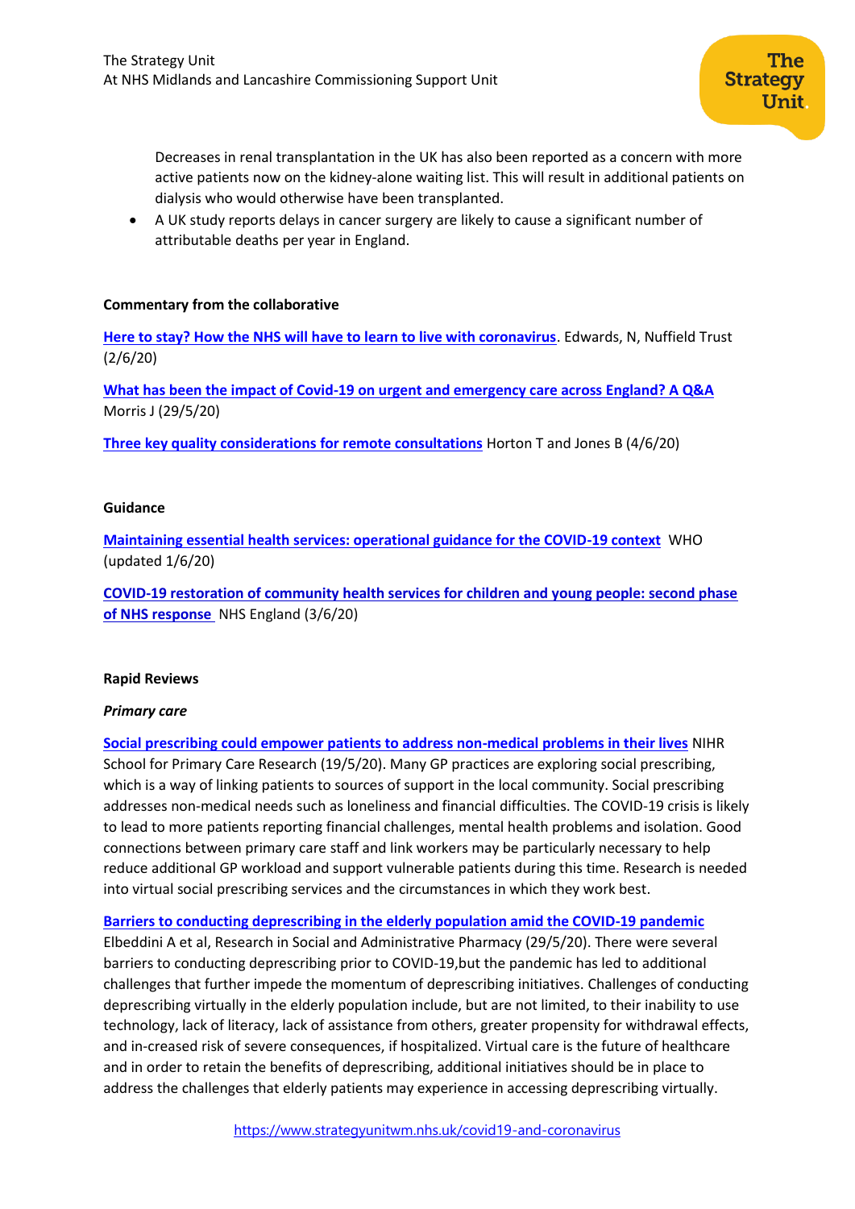Decreases in renal transplantation in the UK has also been reported as a concern with more active patients now on the kidney-alone waiting list. This will result in additional patients on dialysis who would otherwise have been transplanted.

- A UK study reports delays in cancer surgery are likely to cause a significant number of attributable deaths per year in England.

**Commentary from the collaborative**

**Here to stay? How the NHS will have to learn to live with coronavirus**. Edwards, N, Nuffield Trust (2/6/20)

**What has been the impact of Covid-19 on urgent and emergency care across England? A Q&A** Morris J (29/5/20)

**Three key quality considerations for remote consultations** Horton T and Jones B (4/6/20)

**Guidance**

**Maintaining essential health services: operational guidance for the COVID-19 context** WHO (updated 1/6/20)

**COVID-19 restoration of community health services for children and young people: second phase of NHS response** NHS England (3/6/20)

**Rapid Reviews**

***Primary care***

**Social prescribing could empower patients to address non-medical problems in their lives** NIHR School for Primary Care Research (19/5/20). Many GP practices are exploring social prescribing, which is a way of linking patients to sources of support in the local community. Social prescribing addresses non-medical needs such as loneliness and financial difficulties. The COVID-19 crisis is likely to lead to more patients reporting financial challenges, mental health problems and isolation. Good connections between primary care staff and link workers may be particularly necessary to help reduce additional GP workload and support vulnerable patients during this time. Research is needed into virtual social prescribing services and the circumstances in which they work best.

**Barriers to conducting deprescribing in the elderly population amid the COVID-19 pandemic** Elbeddini A et al, Research in Social and Administrative Pharmacy (29/5/20). There were several barriers to conducting deprescribing prior to COVID-19,but the pandemic has led to additional challenges that further impede the momentum of deprescribing initiatives. Challenges of conducting deprescribing virtually in the elderly population include, but are not limited, to their inability to use technology, lack of literacy, lack of assistance from others, greater propensity for withdrawal effects, and in-creased risk of severe consequences, if hospitalized. Virtual care is the future of healthcare and in order to retain the benefits of deprescribing, additional initiatives should be in place to address the challenges that elderly patients may experience in accessing deprescribing virtually.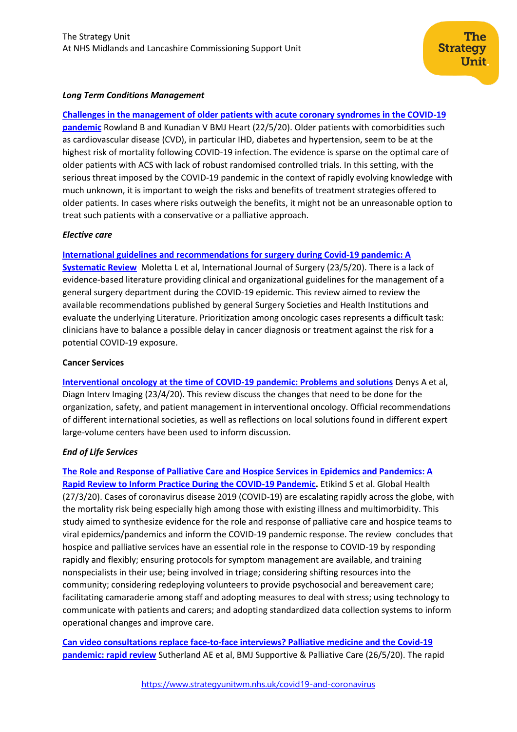***Long Term Conditions Management***

**Challenges in the management of older patients with acute coronary syndromes in the COVID-19 pandemic** Rowland B and Kunadian V BMJ Heart (22/5/20). Older patients with comorbidities such as cardiovascular disease (CVD), in particular IHD, diabetes and hypertension, seem to be at the highest risk of mortality following COVID-19 infection. The evidence is sparse on the optimal care of older patients with ACS with lack of robust randomised controlled trials. In this setting, with the serious threat imposed by the COVID-19 pandemic in the context of rapidly evolving knowledge with much unknown, it is important to weigh the risks and benefits of treatment strategies offered to older patients. In cases where risks outweigh the benefits, it might not be an unreasonable option to treat such patients with a conservative or a palliative approach.

***Elective care***

**International guidelines and recommendations for surgery during Covid-19 pandemic: A Systematic Review** Moletta L et al, International Journal of Surgery (23/5/20). There is a lack of evidence-based literature providing clinical and organizational guidelines for the management of a general surgery department during the COVID-19 epidemic. This review aimed to review the available recommendations published by general Surgery Societies and Health Institutions and evaluate the underlying Literature. Prioritization among oncologic cases represents a difficult task: clinicians have to balance a possible delay in cancer diagnosis or treatment against the risk for a potential COVID-19 exposure.

**Cancer Services**

**Interventional oncology at the time of COVID-19 pandemic: Problems and solutions** Denys A et al, Diagn Interv Imaging (23/4/20). This review discuss the changes that need to be done for the organization, safety, and patient management in interventional oncology. Official recommendations of different international societies, as well as reflections on local solutions found in different expert large-volume centers have been used to inform discussion.

***End of Life Services***

**The Role and Response of Palliative Care and Hospice Services in Epidemics and Pandemics: A Rapid Review to Inform Practice During the COVID-19 Pandemic.** Etikind S et al. Global Health (27/3/20). Cases of coronavirus disease 2019 (COVID-19) are escalating rapidly across the globe, with the mortality risk being especially high among those with existing illness and multimorbidity. This study aimed to synthesize evidence for the role and response of palliative care and hospice teams to viral epidemics/pandemics and inform the COVID-19 pandemic response. The review concludes that hospice and palliative services have an essential role in the response to COVID-19 by responding rapidly and flexibly; ensuring protocols for symptom management are available, and training nonspecialists in their use; being involved in triage; considering shifting resources into the community; considering redeploying volunteers to provide psychosocial and bereavement care; facilitating camaraderie among staff and adopting measures to deal with stress; using technology to communicate with patients and carers; and adopting standardized data collection systems to inform operational changes and improve care.

**Can video consultations replace face-to-face interviews? Palliative medicine and the Covid-19 pandemic: rapid review** Sutherland AE et al, BMJ Supportive & Palliative Care (26/5/20). The rapid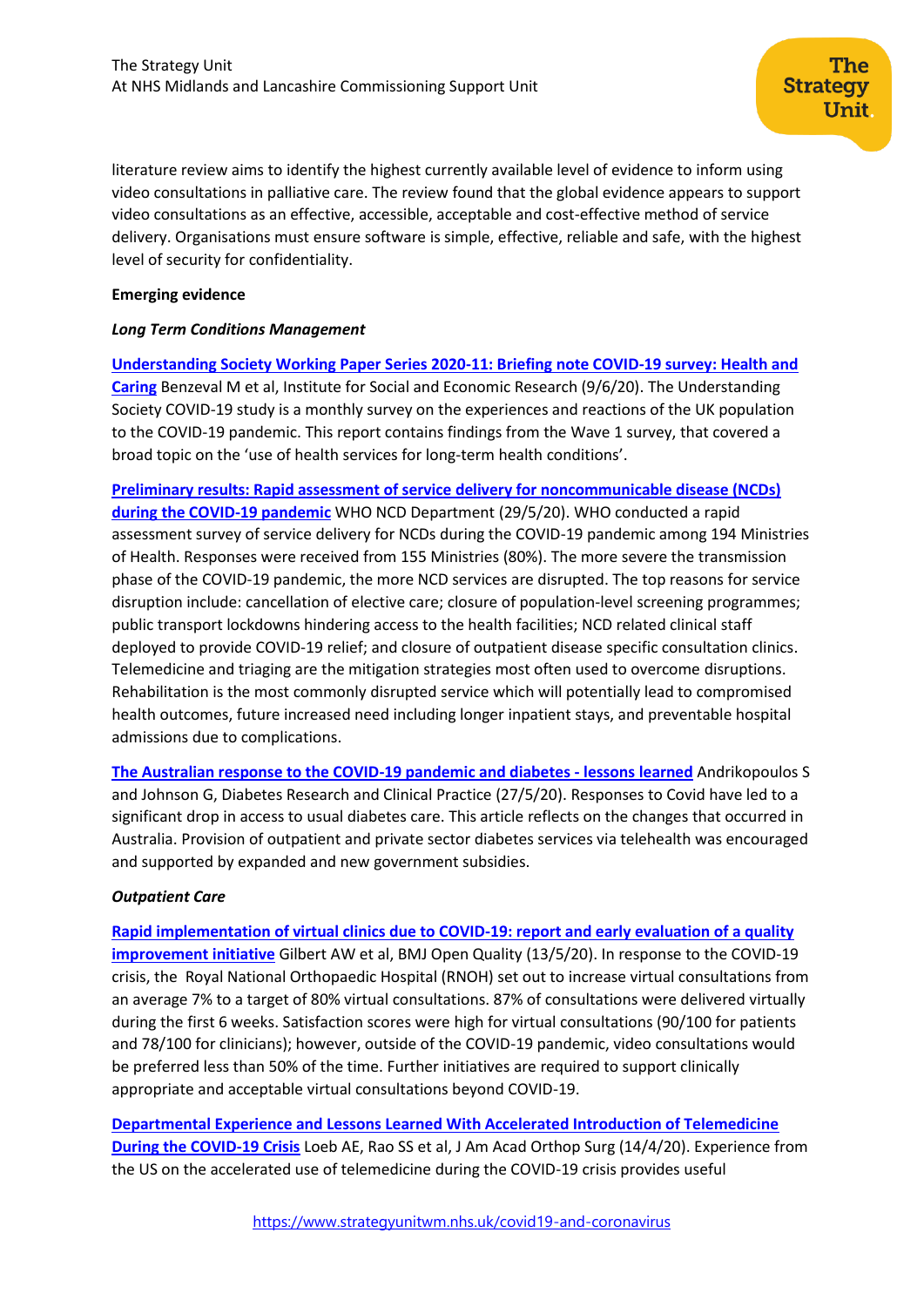literature review aims to identify the highest currently available level of evidence to inform using video consultations in palliative care. The review found that the global evidence appears to support video consultations as an effective, accessible, acceptable and cost-effective method of service delivery. Organisations must ensure software is simple, effective, reliable and safe, with the highest level of security for confidentiality.

**Emerging evidence**

***Long Term Conditions Management***

**Understanding Society Working Paper Series 2020-11: Briefing note COVID-19 survey: Health and Caring** Benzeval M et al, Institute for Social and Economic Research (9/6/20). The Understanding Society COVID-19 study is a monthly survey on the experiences and reactions of the UK population to the COVID-19 pandemic. This report contains findings from the Wave 1 survey, that covered a broad topic on the 'use of health services for long-term health conditions'.

**Preliminary results: Rapid assessment of service delivery for noncommunicable disease (NCDs) during the COVID-19 pandemic** WHO NCD Department (29/5/20). WHO conducted a rapid assessment survey of service delivery for NCDs during the COVID-19 pandemic among 194 Ministries of Health. Responses were received from 155 Ministries (80%). The more severe the transmission phase of the COVID-19 pandemic, the more NCD services are disrupted. The top reasons for service disruption include: cancellation of elective care; closure of population-level screening programmes; public transport lockdowns hindering access to the health facilities; NCD related clinical staff deployed to provide COVID-19 relief; and closure of outpatient disease specific consultation clinics. Telemedicine and triaging are the mitigation strategies most often used to overcome disruptions. Rehabilitation is the most commonly disrupted service which will potentially lead to compromised health outcomes, future increased need including longer inpatient stays, and preventable hospital admissions due to complications.

**The Australian response to the COVID-19 pandemic and diabetes - lessons learned** Andrikopoulos S and Johnson G, Diabetes Research and Clinical Practice (27/5/20). Responses to Covid have led to a significant drop in access to usual diabetes care. This article reflects on the changes that occurred in Australia. Provision of outpatient and private sector diabetes services via telehealth was encouraged and supported by expanded and new government subsidies.

***Outpatient Care***

**Rapid implementation of virtual clinics due to COVID-19: report and early evaluation of a quality improvement initiative** Gilbert AW et al, BMJ Open Quality (13/5/20). In response to the COVID-19 crisis, the Royal National Orthopaedic Hospital (RNOH) set out to increase virtual consultations from an average 7% to a target of 80% virtual consultations. 87% of consultations were delivered virtually during the first 6 weeks. Satisfaction scores were high for virtual consultations (90/100 for patients and 78/100 for clinicians); however, outside of the COVID-19 pandemic, video consultations would be preferred less than 50% of the time. Further initiatives are required to support clinically appropriate and acceptable virtual consultations beyond COVID-19.

**Departmental Experience and Lessons Learned With Accelerated Introduction of Telemedicine During the COVID-19 Crisis** Loeb AE, Rao SS et al, J Am Acad Orthop Surg (14/4/20). Experience from the US on the accelerated use of telemedicine during the COVID-19 crisis provides useful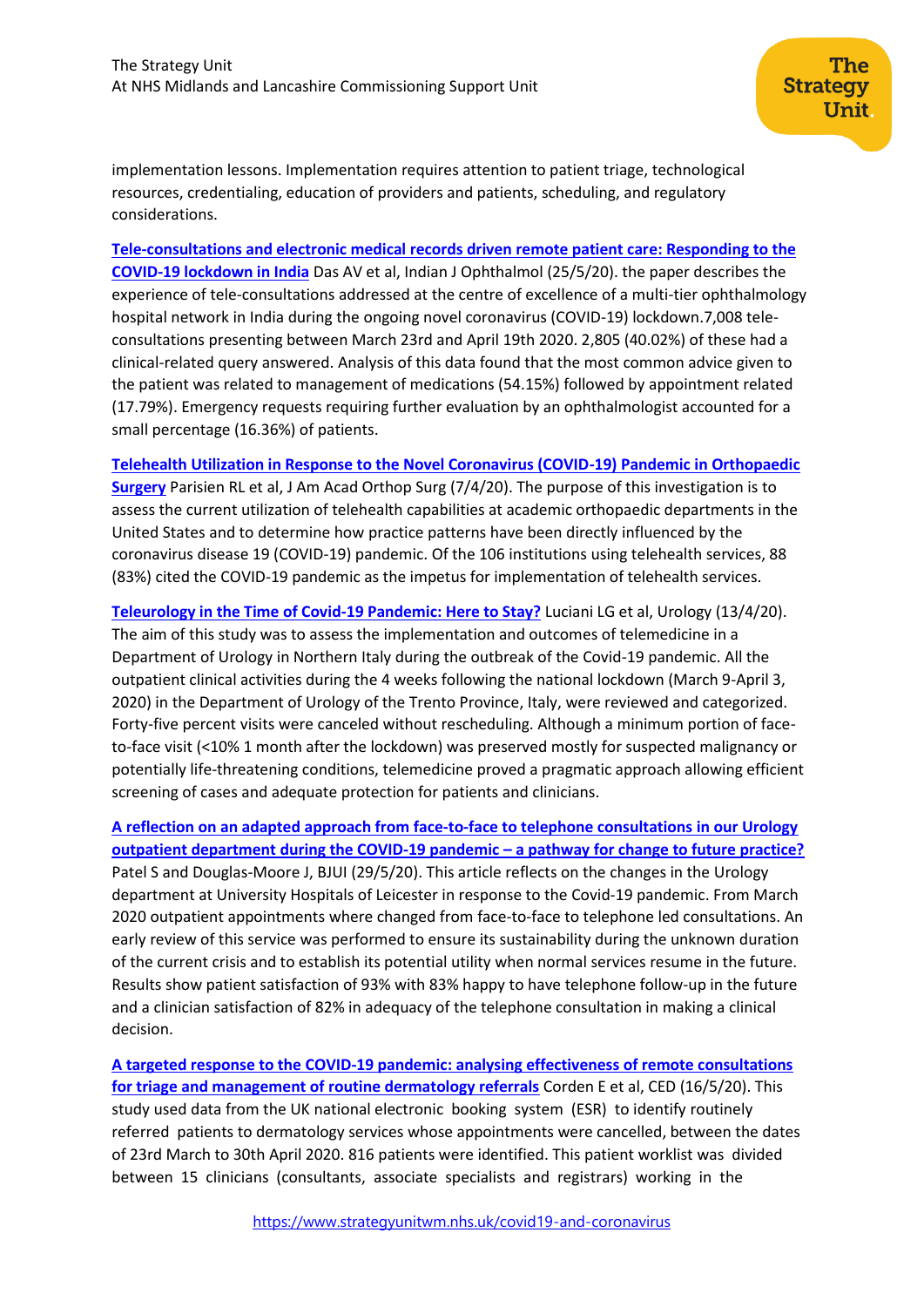implementation lessons. Implementation requires attention to patient triage, technological resources, credentialing, education of providers and patients, scheduling, and regulatory considerations.

**Tele-consultations and electronic medical records driven remote patient care: Responding to the COVID-19 lockdown in India** Das AV et al, Indian J Ophthalmol (25/5/20). the paper describes the experience of tele-consultations addressed at the centre of excellence of a multi-tier ophthalmology hospital network in India during the ongoing novel coronavirus (COVID-19) lockdown.7,008 tele-consultations presenting between March 23rd and April 19th 2020. 2,805 (40.02%) of these had a clinical-related query answered. Analysis of this data found that the most common advice given to the patient was related to management of medications (54.15%) followed by appointment related (17.79%). Emergency requests requiring further evaluation by an ophthalmologist accounted for a small percentage (16.36%) of patients.

**Telehealth Utilization in Response to the Novel Coronavirus (COVID-19) Pandemic in Orthopaedic Surgery** Parisien RL et al, J Am Acad Orthop Surg (7/4/20). The purpose of this investigation is to assess the current utilization of telehealth capabilities at academic orthopaedic departments in the United States and to determine how practice patterns have been directly influenced by the coronavirus disease 19 (COVID-19) pandemic. Of the 106 institutions using telehealth services, 88 (83%) cited the COVID-19 pandemic as the impetus for implementation of telehealth services.

**Teleurology in the Time of Covid-19 Pandemic: Here to Stay?** Luciani LG et al, Urology (13/4/20). The aim of this study was to assess the implementation and outcomes of telemedicine in a Department of Urology in Northern Italy during the outbreak of the Covid-19 pandemic. All the outpatient clinical activities during the 4 weeks following the national lockdown (March 9-April 3, 2020) in the Department of Urology of the Trento Province, Italy, were reviewed and categorized. Forty-five percent visits were canceled without rescheduling. Although a minimum portion of face-to-face visit (<10% 1 month after the lockdown) was preserved mostly for suspected malignancy or potentially life-threatening conditions, telemedicine proved a pragmatic approach allowing efficient screening of cases and adequate protection for patients and clinicians.

**A reflection on an adapted approach from face-to-face to telephone consultations in our Urology outpatient department during the COVID-19 pandemic – a pathway for change to future practice?** Patel S and Douglas-Moore J, BJUI (29/5/20). This article reflects on the changes in the Urology department at University Hospitals of Leicester in response to the Covid-19 pandemic. From March 2020 outpatient appointments where changed from face-to-face to telephone led consultations. An early review of this service was performed to ensure its sustainability during the unknown duration of the current crisis and to establish its potential utility when normal services resume in the future. Results show patient satisfaction of 93% with 83% happy to have telephone follow-up in the future and a clinician satisfaction of 82% in adequacy of the telephone consultation in making a clinical decision.

**A targeted response to the COVID-19 pandemic: analysing effectiveness of remote consultations for triage and management of routine dermatology referrals** Corden E et al, CED (16/5/20). This study used data from the UK national electronic booking system (ESR) to identify routinely referred patients to dermatology services whose appointments were cancelled, between the dates of 23rd March to 30th April 2020. 816 patients were identified. This patient worklist was divided between 15 clinicians (consultants, associate specialists and registrars) working in the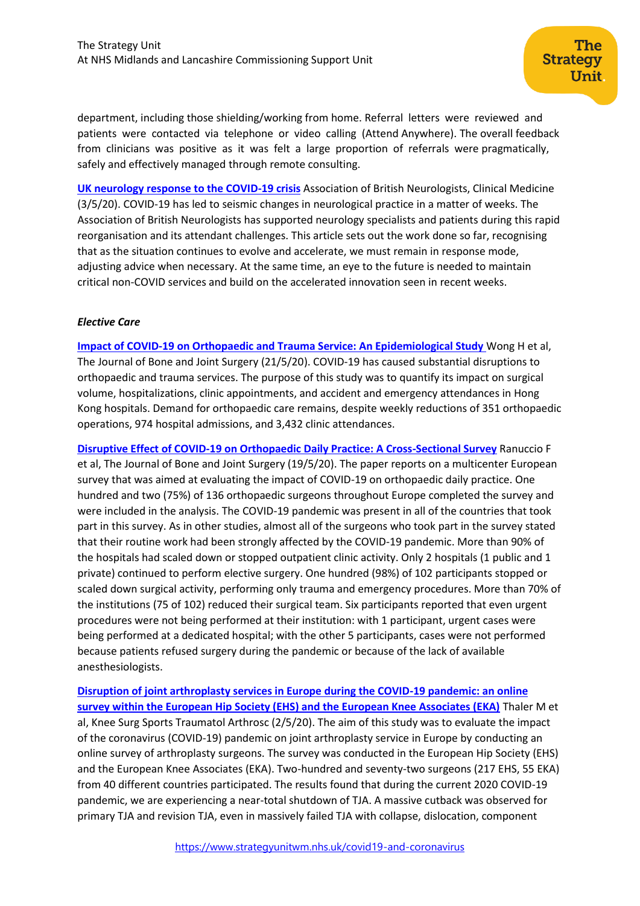department, including those shielding/working from home. Referral letters were reviewed and patients were contacted via telephone or video calling (Attend Anywhere). The overall feedback from clinicians was positive as it was felt a large proportion of referrals were pragmatically, safely and effectively managed through remote consulting.

**UK neurology response to the COVID-19 crisis** Association of British Neurologists, Clinical Medicine (3/5/20). COVID-19 has led to seismic changes in neurological practice in a matter of weeks. The Association of British Neurologists has supported neurology specialists and patients during this rapid reorganisation and its attendant challenges. This article sets out the work done so far, recognising that as the situation continues to evolve and accelerate, we must remain in response mode, adjusting advice when necessary. At the same time, an eye to the future is needed to maintain critical non-COVID services and build on the accelerated innovation seen in recent weeks.

***Elective Care***

**Impact of COVID-19 on Orthopaedic and Trauma Service: An Epidemiological Study** Wong H et al, The Journal of Bone and Joint Surgery (21/5/20). COVID-19 has caused substantial disruptions to orthopaedic and trauma services. The purpose of this study was to quantify its impact on surgical volume, hospitalizations, clinic appointments, and accident and emergency attendances in Hong Kong hospitals. Demand for orthopaedic care remains, despite weekly reductions of 351 orthopaedic operations, 974 hospital admissions, and 3,432 clinic attendances.

**Disruptive Effect of COVID-19 on Orthopaedic Daily Practice: A Cross-Sectional Survey** Ranuccio F et al, The Journal of Bone and Joint Surgery (19/5/20). The paper reports on a multicenter European survey that was aimed at evaluating the impact of COVID-19 on orthopaedic daily practice. One hundred and two (75%) of 136 orthopaedic surgeons throughout Europe completed the survey and were included in the analysis. The COVID-19 pandemic was present in all of the countries that took part in this survey. As in other studies, almost all of the surgeons who took part in the survey stated that their routine work had been strongly affected by the COVID-19 pandemic. More than 90% of the hospitals had scaled down or stopped outpatient clinic activity. Only 2 hospitals (1 public and 1 private) continued to perform elective surgery. One hundred (98%) of 102 participants stopped or scaled down surgical activity, performing only trauma and emergency procedures. More than 70% of the institutions (75 of 102) reduced their surgical team. Six participants reported that even urgent procedures were not being performed at their institution: with 1 participant, urgent cases were being performed at a dedicated hospital; with the other 5 participants, cases were not performed because patients refused surgery during the pandemic or because of the lack of available anesthesiologists.

**Disruption of joint arthroplasty services in Europe during the COVID-19 pandemic: an online survey within the European Hip Society (EHS) and the European Knee Associates (EKA)** Thaler M et al, Knee Surg Sports Traumatol Arthrosc (2/5/20). The aim of this study was to evaluate the impact of the coronavirus (COVID-19) pandemic on joint arthroplasty service in Europe by conducting an online survey of arthroplasty surgeons. The survey was conducted in the European Hip Society (EHS) and the European Knee Associates (EKA). Two-hundred and seventy-two surgeons (217 EHS, 55 EKA) from 40 different countries participated. The results found that during the current 2020 COVID-19 pandemic, we are experiencing a near-total shutdown of TJA. A massive cutback was observed for primary TJA and revision TJA, even in massively failed TJA with collapse, dislocation, component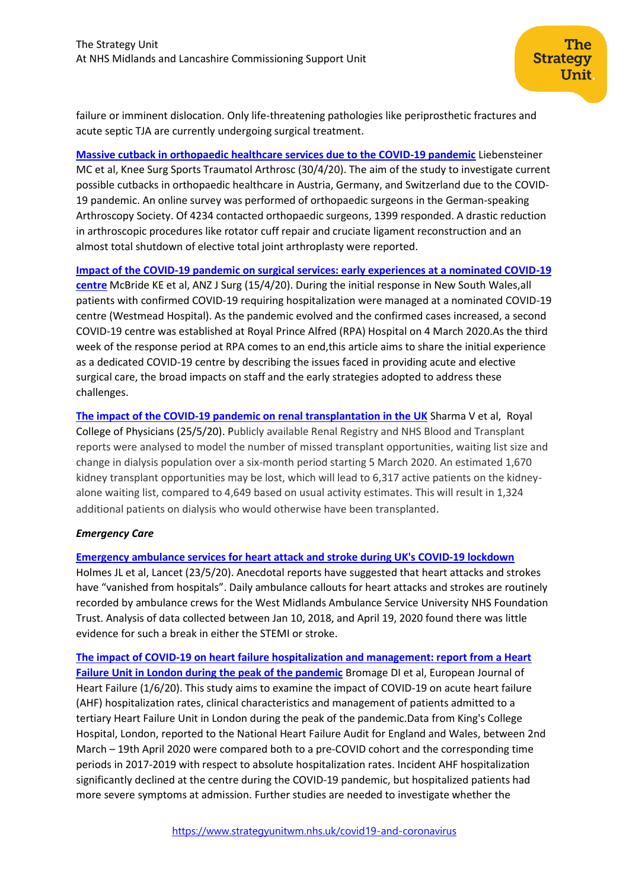failure or imminent dislocation. Only life-threatening pathologies like periprosthetic fractures and acute septic TJA are currently undergoing surgical treatment.

**Massive cutback in orthopaedic healthcare services due to the COVID-19 pandemic** Liebensteiner MC et al, Knee Surg Sports Traumatol Arthrosc (30/4/20). The aim of the study to investigate current possible cutbacks in orthopaedic healthcare in Austria, Germany, and Switzerland due to the COVID-19 pandemic. An online survey was performed of orthopaedic surgeons in the German-speaking Arthroscopy Society. Of 4234 contacted orthopaedic surgeons, 1399 responded. A drastic reduction in arthroscopic procedures like rotator cuff repair and cruciate ligament reconstruction and an almost total shutdown of elective total joint arthroplasty were reported.

**Impact of the COVID-19 pandemic on surgical services: early experiences at a nominated COVID-19 centre** McBride KE et al, ANZ J Surg (15/4/20). During the initial response in New South Wales,all patients with confirmed COVID-19 requiring hospitalization were managed at a nominated COVID-19 centre (Westmead Hospital). As the pandemic evolved and the confirmed cases increased, a second COVID-19 centre was established at Royal Prince Alfred (RPA) Hospital on 4 March 2020.As the third week of the response period at RPA comes to an end,this article aims to share the initial experience as a dedicated COVID-19 centre by describing the issues faced in providing acute and elective surgical care, the broad impacts on staff and the early strategies adopted to address these challenges.

**The impact of the COVID-19 pandemic on renal transplantation in the UK** Sharma V et al, Royal College of Physicians (25/5/20). Publicly available Renal Registry and NHS Blood and Transplant reports were analysed to model the number of missed transplant opportunities, waiting list size and change in dialysis population over a six-month period starting 5 March 2020. An estimated 1,670 kidney transplant opportunities may be lost, which will lead to 6,317 active patients on the kidney-alone waiting list, compared to 4,649 based on usual activity estimates. This will result in 1,324 additional patients on dialysis who would otherwise have been transplanted.

***Emergency Care***

**Emergency ambulance services for heart attack and stroke during UK's COVID-19 lockdown** Holmes JL et al, Lancet (23/5/20). Anecdotal reports have suggested that heart attacks and strokes have "vanished from hospitals". Daily ambulance callouts for heart attacks and strokes are routinely recorded by ambulance crews for the West Midlands Ambulance Service University NHS Foundation Trust. Analysis of data collected between Jan 10, 2018, and April 19, 2020 found there was little evidence for such a break in either the STEMI or stroke.

**The impact of COVID-19 on heart failure hospitalization and management: report from a Heart Failure Unit in London during the peak of the pandemic** Bromage DI et al, European Journal of Heart Failure (1/6/20). This study aims to examine the impact of COVID-19 on acute heart failure (AHF) hospitalization rates, clinical characteristics and management of patients admitted to a tertiary Heart Failure Unit in London during the peak of the pandemic.Data from King's College Hospital, London, reported to the National Heart Failure Audit for England and Wales, between 2nd March – 19th April 2020 were compared both to a pre-COVID cohort and the corresponding time periods in 2017-2019 with respect to absolute hospitalization rates. Incident AHF hospitalization significantly declined at the centre during the COVID-19 pandemic, but hospitalized patients had more severe symptoms at admission. Further studies are needed to investigate whether the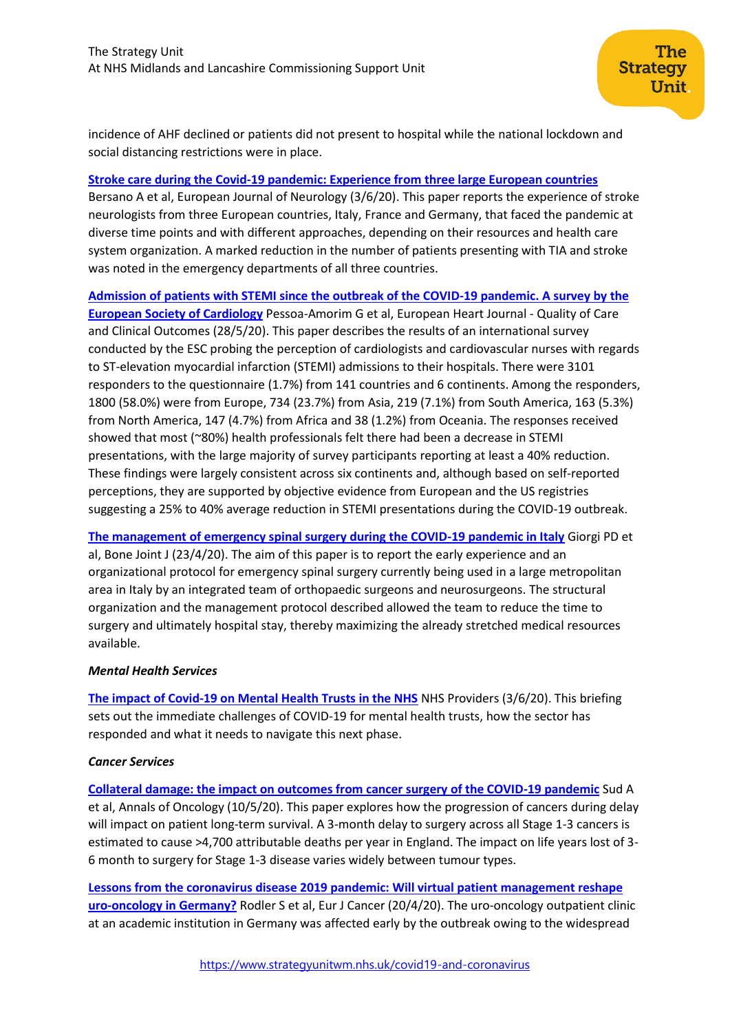incidence of AHF declined or patients did not present to hospital while the national lockdown and social distancing restrictions were in place.

**Stroke care during the Covid-19 pandemic: Experience from three large European countries** Bersano A et al, European Journal of Neurology (3/6/20). This paper reports the experience of stroke neurologists from three European countries, Italy, France and Germany, that faced the pandemic at diverse time points and with different approaches, depending on their resources and health care system organization. A marked reduction in the number of patients presenting with TIA and stroke was noted in the emergency departments of all three countries.

**Admission of patients with STEMI since the outbreak of the COVID-19 pandemic. A survey by the European Society of Cardiology** Pessoa-Amorim G et al, European Heart Journal - Quality of Care and Clinical Outcomes (28/5/20). This paper describes the results of an international survey conducted by the ESC probing the perception of cardiologists and cardiovascular nurses with regards to ST-elevation myocardial infarction (STEMI) admissions to their hospitals. There were 3101 responders to the questionnaire (1.7%) from 141 countries and 6 continents. Among the responders, 1800 (58.0%) were from Europe, 734 (23.7%) from Asia, 219 (7.1%) from South America, 163 (5.3%) from North America, 147 (4.7%) from Africa and 38 (1.2%) from Oceania. The responses received showed that most (~80%) health professionals felt there had been a decrease in STEMI presentations, with the large majority of survey participants reporting at least a 40% reduction. These findings were largely consistent across six continents and, although based on self-reported perceptions, they are supported by objective evidence from European and the US registries suggesting a 25% to 40% average reduction in STEMI presentations during the COVID-19 outbreak.

**The management of emergency spinal surgery during the COVID-19 pandemic in Italy** Giorgi PD et al, Bone Joint J (23/4/20). The aim of this paper is to report the early experience and an organizational protocol for emergency spinal surgery currently being used in a large metropolitan area in Italy by an integrated team of orthopaedic surgeons and neurosurgeons. The structural organization and the management protocol described allowed the team to reduce the time to surgery and ultimately hospital stay, thereby maximizing the already stretched medical resources available.

***Mental Health Services***

**The impact of Covid-19 on Mental Health Trusts in the NHS** NHS Providers (3/6/20). This briefing sets out the immediate challenges of COVID-19 for mental health trusts, how the sector has responded and what it needs to navigate this next phase.

***Cancer Services***

**Collateral damage: the impact on outcomes from cancer surgery of the COVID-19 pandemic** Sud A et al, Annals of Oncology (10/5/20). This paper explores how the progression of cancers during delay will impact on patient long-term survival. A 3-month delay to surgery across all Stage 1-3 cancers is estimated to cause >4,700 attributable deaths per year in England. The impact on life years lost of 3-6 month to surgery for Stage 1-3 disease varies widely between tumour types.

**Lessons from the coronavirus disease 2019 pandemic: Will virtual patient management reshape uro-oncology in Germany?** Rodler S et al, Eur J Cancer (20/4/20). The uro-oncology outpatient clinic at an academic institution in Germany was affected early by the outbreak owing to the widespread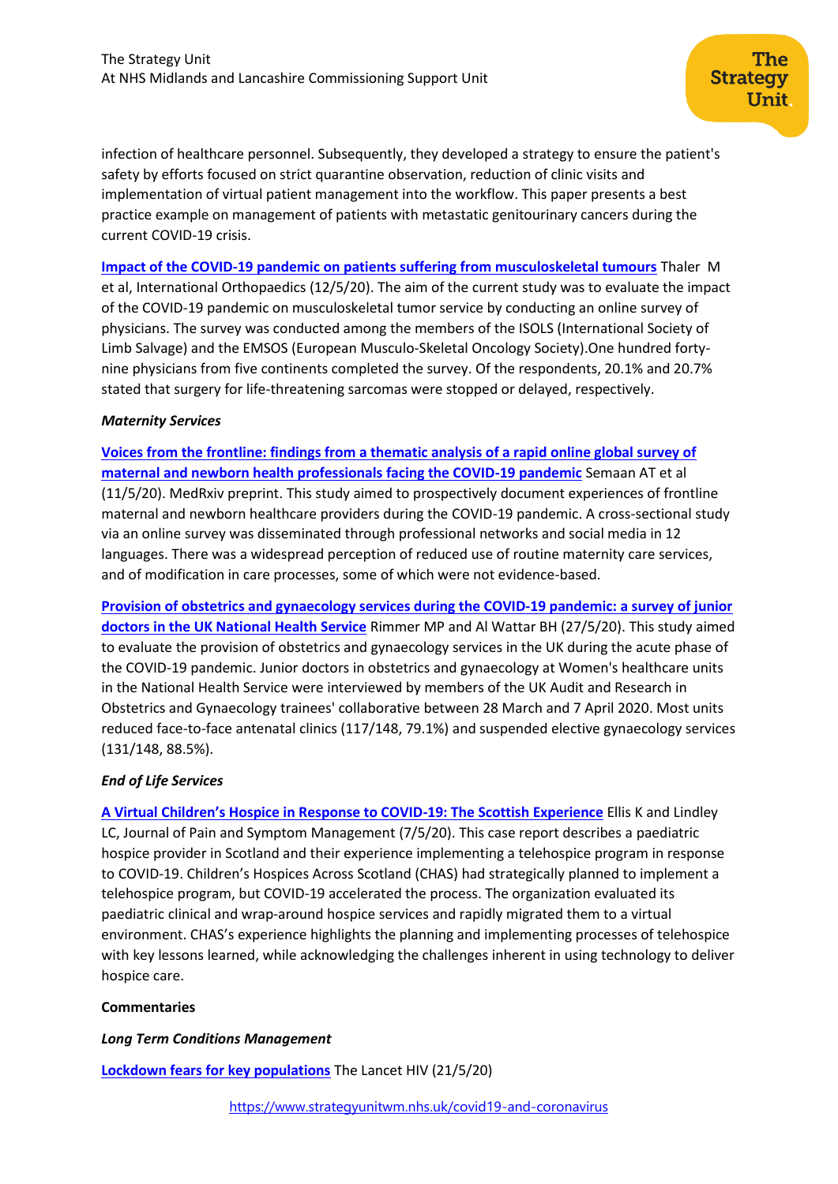infection of healthcare personnel. Subsequently, they developed a strategy to ensure the patient's safety by efforts focused on strict quarantine observation, reduction of clinic visits and implementation of virtual patient management into the workflow. This paper presents a best practice example on management of patients with metastatic genitourinary cancers during the current COVID-19 crisis.

**Impact of the COVID-19 pandemic on patients suffering from musculoskeletal tumours** Thaler M et al, International Orthopaedics (12/5/20). The aim of the current study was to evaluate the impact of the COVID-19 pandemic on musculoskeletal tumor service by conducting an online survey of physicians. The survey was conducted among the members of the ISOLS (International Society of Limb Salvage) and the EMSOS (European Musculo-Skeletal Oncology Society).One hundred forty-nine physicians from five continents completed the survey. Of the respondents, 20.1% and 20.7% stated that surgery for life-threatening sarcomas were stopped or delayed, respectively.

***Maternity Services***

**Voices from the frontline: findings from a thematic analysis of a rapid online global survey of maternal and newborn health professionals facing the COVID-19 pandemic** Semaan AT et al (11/5/20). MedRxiv preprint. This study aimed to prospectively document experiences of frontline maternal and newborn healthcare providers during the COVID-19 pandemic. A cross-sectional study via an online survey was disseminated through professional networks and social media in 12 languages. There was a widespread perception of reduced use of routine maternity care services, and of modification in care processes, some of which were not evidence-based.

**Provision of obstetrics and gynaecology services during the COVID-19 pandemic: a survey of junior doctors in the UK National Health Service** Rimmer MP and Al Wattar BH (27/5/20). This study aimed to evaluate the provision of obstetrics and gynaecology services in the UK during the acute phase of the COVID-19 pandemic. Junior doctors in obstetrics and gynaecology at Women's healthcare units in the National Health Service were interviewed by members of the UK Audit and Research in Obstetrics and Gynaecology trainees' collaborative between 28 March and 7 April 2020. Most units reduced face-to-face antenatal clinics (117/148, 79.1%) and suspended elective gynaecology services (131/148, 88.5%).

***End of Life Services***

**A Virtual Children's Hospice in Response to COVID-19: The Scottish Experience** Ellis K and Lindley LC, Journal of Pain and Symptom Management (7/5/20). This case report describes a paediatric hospice provider in Scotland and their experience implementing a telehospice program in response to COVID-19. Children's Hospices Across Scotland (CHAS) had strategically planned to implement a telehospice program, but COVID-19 accelerated the process. The organization evaluated its paediatric clinical and wrap-around hospice services and rapidly migrated them to a virtual environment. CHAS's experience highlights the planning and implementing processes of telehospice with key lessons learned, while acknowledging the challenges inherent in using technology to deliver hospice care.

**Commentaries**

***Long Term Conditions Management***

**Lockdown fears for key populations** The Lancet HIV (21/5/20)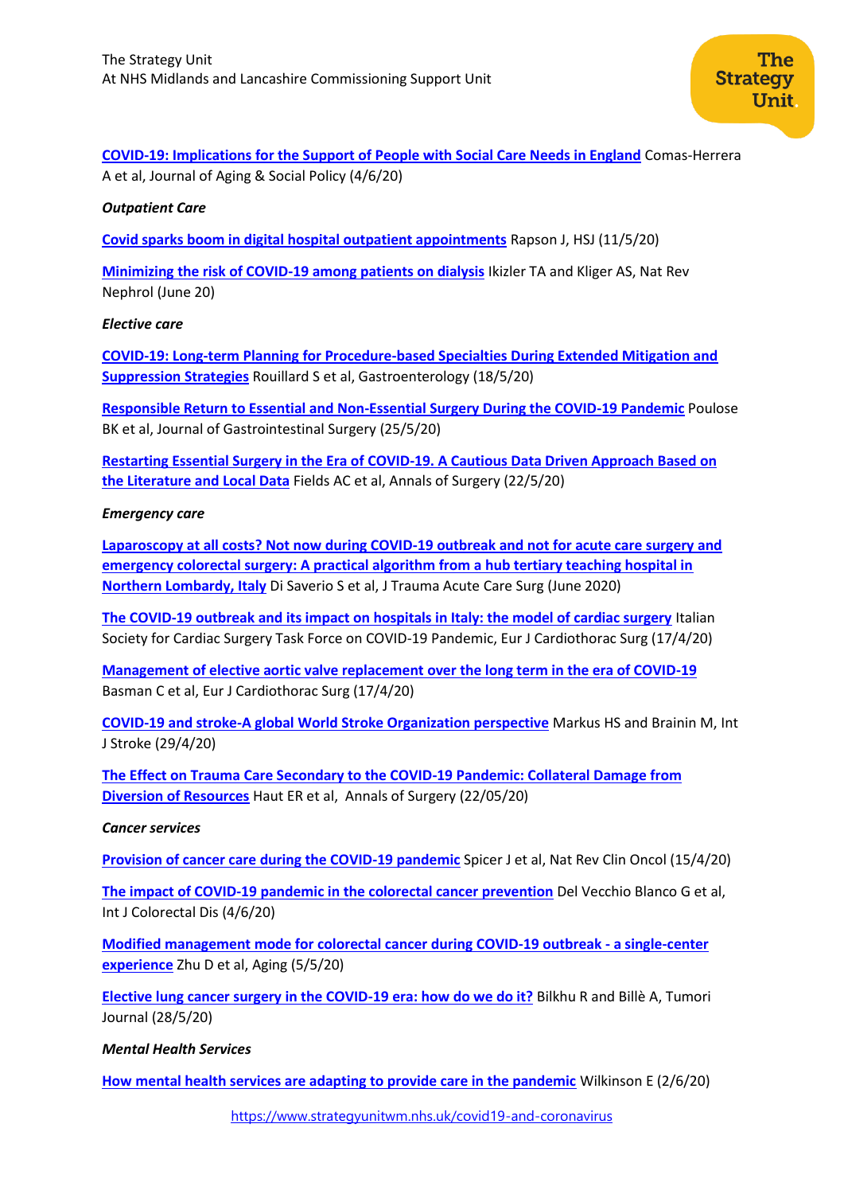**COVID-19: Implications for the Support of People with Social Care Needs in England** Comas-Herrera A et al, Journal of Aging & Social Policy (4/6/20)

***Outpatient Care***

**Covid sparks boom in digital hospital outpatient appointments** Rapson J, HSJ (11/5/20)

**Minimizing the risk of COVID-19 among patients on dialysis** Ikizler TA and Kliger AS, Nat Rev Nephrol (June 20)

***Elective care***

**COVID-19: Long-term Planning for Procedure-based Specialties During Extended Mitigation and Suppression Strategies** Rouillard S et al, Gastroenterology (18/5/20)

**Responsible Return to Essential and Non-Essential Surgery During the COVID-19 Pandemic** Poulose BK et al, Journal of Gastrointestinal Surgery (25/5/20)

**Restarting Essential Surgery in the Era of COVID-19. A Cautious Data Driven Approach Based on the Literature and Local Data** Fields AC et al, Annals of Surgery (22/5/20)

***Emergency care***

**Laparoscopy at all costs? Not now during COVID-19 outbreak and not for acute care surgery and emergency colorectal surgery: A practical algorithm from a hub tertiary teaching hospital in Northern Lombardy, Italy** Di Saverio S et al, J Trauma Acute Care Surg (June 2020)

**The COVID-19 outbreak and its impact on hospitals in Italy: the model of cardiac surgery** Italian Society for Cardiac Surgery Task Force on COVID-19 Pandemic, Eur J Cardiothorac Surg (17/4/20)

**Management of elective aortic valve replacement over the long term in the era of COVID-19** Basman C et al, Eur J Cardiothorac Surg (17/4/20)

**COVID-19 and stroke-A global World Stroke Organization perspective** Markus HS and Brainin M, Int J Stroke (29/4/20)

**The Effect on Trauma Care Secondary to the COVID-19 Pandemic: Collateral Damage from Diversion of Resources** Haut ER et al, Annals of Surgery (22/05/20)

***Cancer services***

**Provision of cancer care during the COVID-19 pandemic** Spicer J et al, Nat Rev Clin Oncol (15/4/20)

**The impact of COVID-19 pandemic in the colorectal cancer prevention** Del Vecchio Blanco G et al, Int J Colorectal Dis (4/6/20)

**Modified management mode for colorectal cancer during COVID-19 outbreak - a single-center experience** Zhu D et al, Aging (5/5/20)

**Elective lung cancer surgery in the COVID-19 era: how do we do it?** Bilkhu R and Billè A, Tumori Journal (28/5/20)

***Mental Health Services***

**How mental health services are adapting to provide care in the pandemic** Wilkinson E (2/6/20)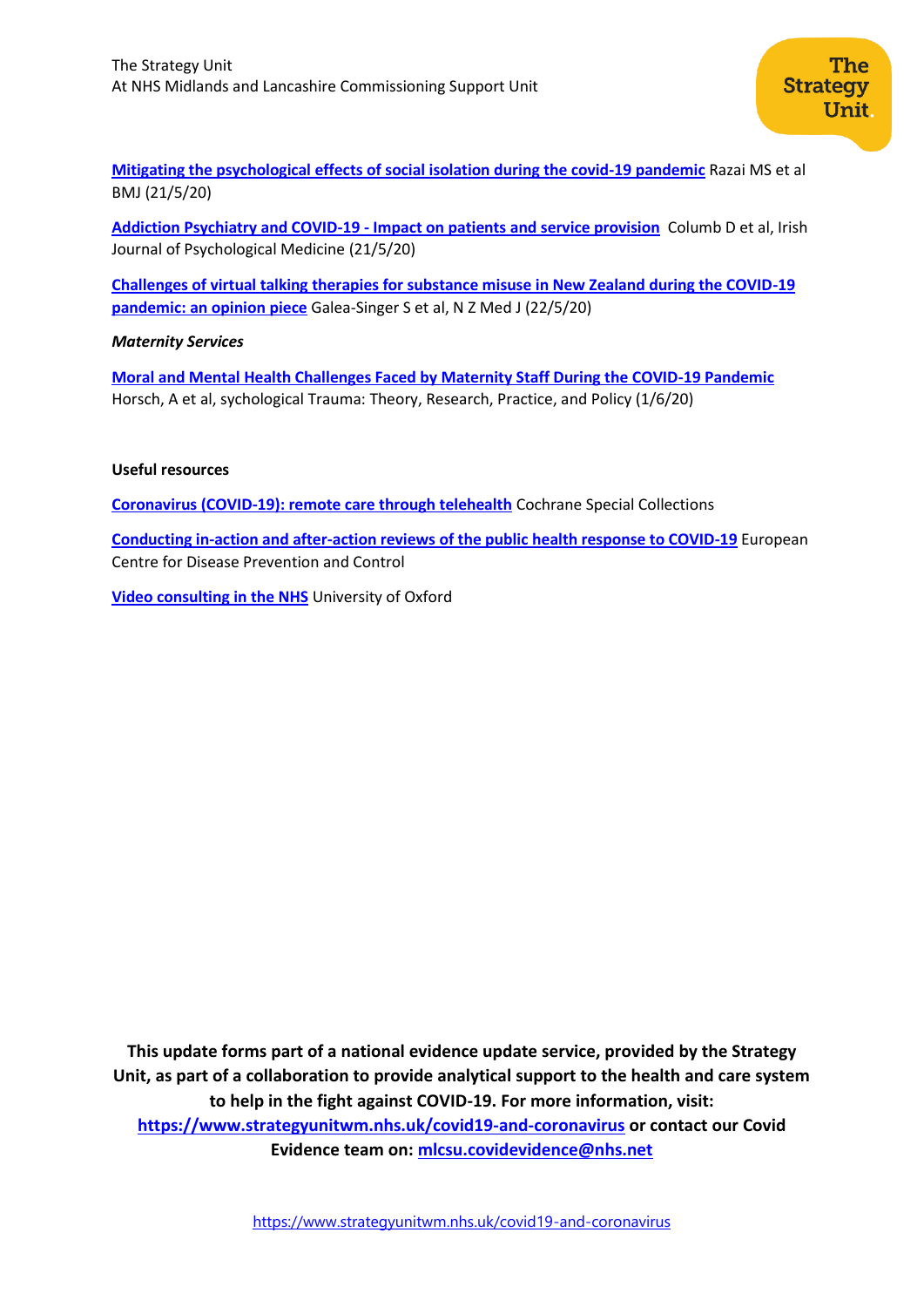**Mitigating the psychological effects of social isolation during the covid-19 pandemic** Razai MS et al BMJ (21/5/20)

**Addiction Psychiatry and COVID-19 - Impact on patients and service provision** Columb D et al, Irish Journal of Psychological Medicine (21/5/20)

**Challenges of virtual talking therapies for substance misuse in New Zealand during the COVID-19 pandemic: an opinion piece** Galea-Singer S et al, N Z Med J (22/5/20)

***Maternity Services***

**Moral and Mental Health Challenges Faced by Maternity Staff During the COVID-19 Pandemic** Horsch, A et al, sychological Trauma: Theory, Research, Practice, and Policy (1/6/20)

**Useful resources**

**Coronavirus (COVID-19): remote care through telehealth** Cochrane Special Collections

**Conducting in-action and after-action reviews of the public health response to COVID-19** European Centre for Disease Prevention and Control

**Video consulting in the NHS** University of Oxford

**This update forms part of a national evidence update service, provided by the Strategy Unit, as part of a collaboration to provide analytical support to the health and care system to help in the fight against COVID-19. For more information, visit: https://www.strategyunitwm.nhs.uk/covid19-and-coronavirus or contact our Covid Evidence team on: mlcsu.covidevidence@nhs.net**